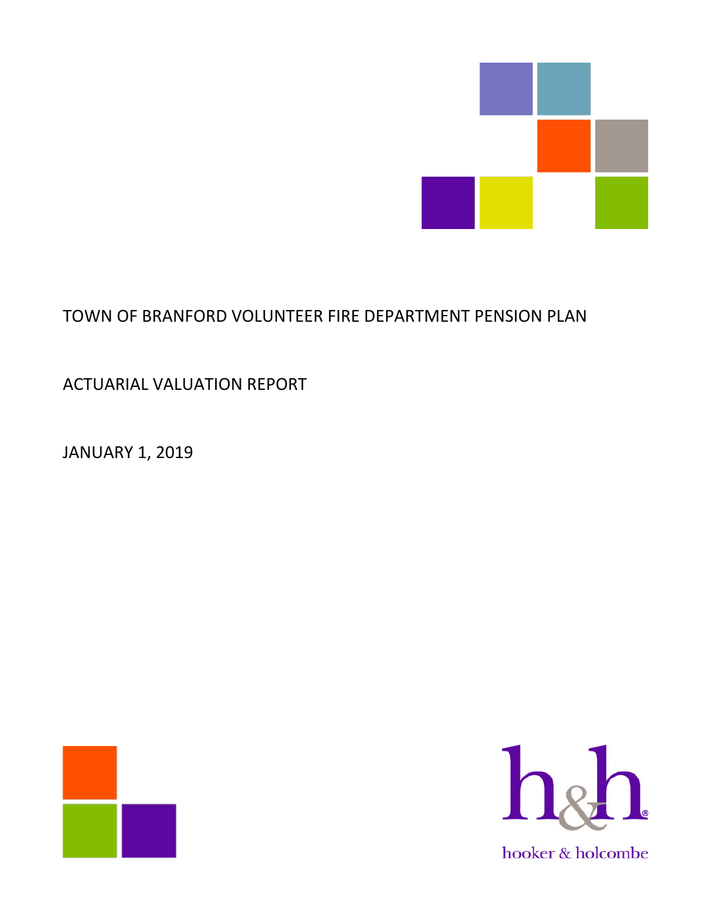# TOWN OF BRANFORD VOLUNTEER FIRE DEPARTMENT PENSION PLAN

## ACTUARIAL VALUATION REPORT

## JANUARY 1, 2019

hooker & holcombe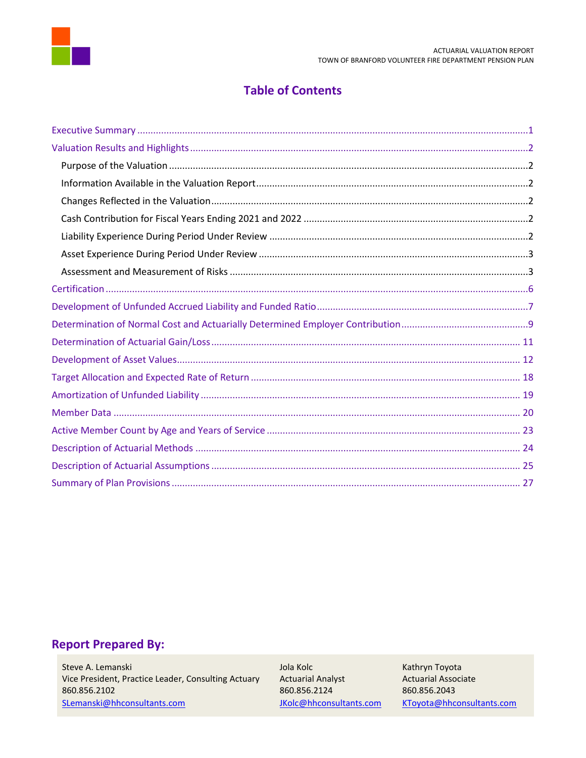# Table of Contents

- Executive Summary ..... 1
- Valuation Results and Highlights ..... 2
  - Purpose of the Valuation ..... 2
  - Information Available in the Valuation Report ..... 2
  - Changes Reflected in the Valuation ..... 2
  - Cash Contribution for Fiscal Years Ending 2021 and 2022 ..... 2
  - Liability Experience During Period Under Review ..... 2
  - Asset Experience During Period Under Review ..... 3
  - Assessment and Measurement of Risks ..... 3
- Certification ..... 6
- Development of Unfunded Accrued Liability and Funded Ratio ..... 7
- Determination of Normal Cost and Actuarially Determined Employer Contribution ..... 9
- Determination of Actuarial Gain/Loss ..... 11
- Development of Asset Values ..... 12
- Target Allocation and Expected Rate of Return ..... 18
- Amortization of Unfunded Liability ..... 19
- Member Data ..... 20
- Active Member Count by Age and Years of Service ..... 23
- Description of Actuarial Methods ..... 24
- Description of Actuarial Assumptions ..... 25
- Summary of Plan Provisions ..... 27

## Report Prepared By:

| | | |
|---|---|---|
| Steve A. Lemanski | Jola Kolc | Kathryn Toyota |
| Vice President, Practice Leader, Consulting Actuary | Actuarial Analyst | Actuarial Associate |
| 860.856.2102 | 860.856.2124 | 860.856.2043 |
| SLemanski@hhconsultants.com | JKolc@hhconsultants.com | KToyota@hhconsultants.com |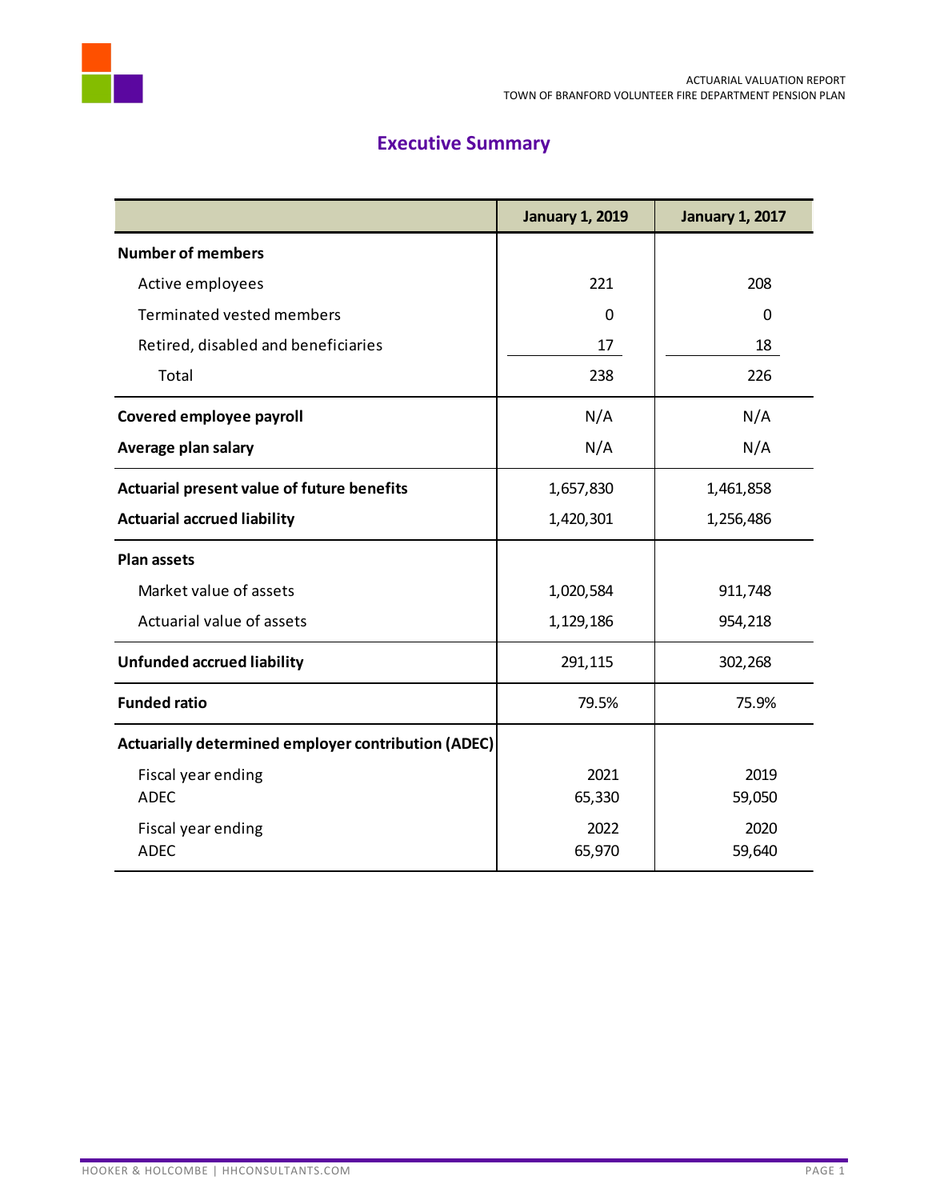# Executive Summary

| | January 1, 2019 | January 1, 2017 |
|---|---|---|
| **Number of members** | | |
| Active employees | 221 | 208 |
| Terminated vested members | 0 | 0 |
| Retired, disabled and beneficiaries | 17 | 18 |
| Total | 238 | 226 |
| **Covered employee payroll** | N/A | N/A |
| **Average plan salary** | N/A | N/A |
| **Actuarial present value of future benefits** | 1,657,830 | 1,461,858 |
| **Actuarial accrued liability** | 1,420,301 | 1,256,486 |
| **Plan assets** | | |
| Market value of assets | 1,020,584 | 911,748 |
| Actuarial value of assets | 1,129,186 | 954,218 |
| **Unfunded accrued liability** | 291,115 | 302,268 |
| **Funded ratio** | 79.5% | 75.9% |
| **Actuarially determined employer contribution (ADEC)** | | |
| Fiscal year ending | 2021 | 2019 |
| ADEC | 65,330 | 59,050 |
| Fiscal year ending | 2022 | 2020 |
| ADEC | 65,970 | 59,640 |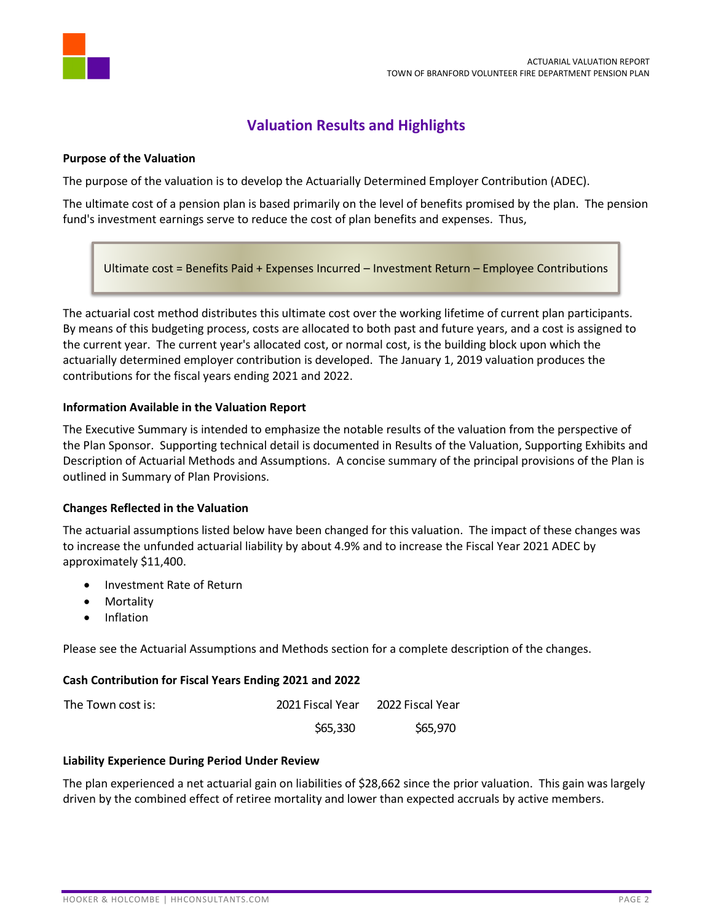# Valuation Results and Highlights

**Purpose of the Valuation**

The purpose of the valuation is to develop the Actuarially Determined Employer Contribution (ADEC).

The ultimate cost of a pension plan is based primarily on the level of benefits promised by the plan. The pension fund's investment earnings serve to reduce the cost of plan benefits and expenses. Thus,

> Ultimate cost = Benefits Paid + Expenses Incurred – Investment Return – Employee Contributions

The actuarial cost method distributes this ultimate cost over the working lifetime of current plan participants. By means of this budgeting process, costs are allocated to both past and future years, and a cost is assigned to the current year. The current year's allocated cost, or normal cost, is the building block upon which the actuarially determined employer contribution is developed. The January 1, 2019 valuation produces the contributions for the fiscal years ending 2021 and 2022.

**Information Available in the Valuation Report**

The Executive Summary is intended to emphasize the notable results of the valuation from the perspective of the Plan Sponsor. Supporting technical detail is documented in Results of the Valuation, Supporting Exhibits and Description of Actuarial Methods and Assumptions. A concise summary of the principal provisions of the Plan is outlined in Summary of Plan Provisions.

**Changes Reflected in the Valuation**

The actuarial assumptions listed below have been changed for this valuation. The impact of these changes was to increase the unfunded actuarial liability by about 4.9% and to increase the Fiscal Year 2021 ADEC by approximately $11,400.

- Investment Rate of Return
- Mortality
- Inflation

Please see the Actuarial Assumptions and Methods section for a complete description of the changes.

**Cash Contribution for Fiscal Years Ending 2021 and 2022**

| The Town cost is: | 2021 Fiscal Year | 2022 Fiscal Year |
|---|---|---|
| | $65,330 | $65,970 |

**Liability Experience During Period Under Review**

The plan experienced a net actuarial gain on liabilities of $28,662 since the prior valuation. This gain was largely driven by the combined effect of retiree mortality and lower than expected accruals by active members.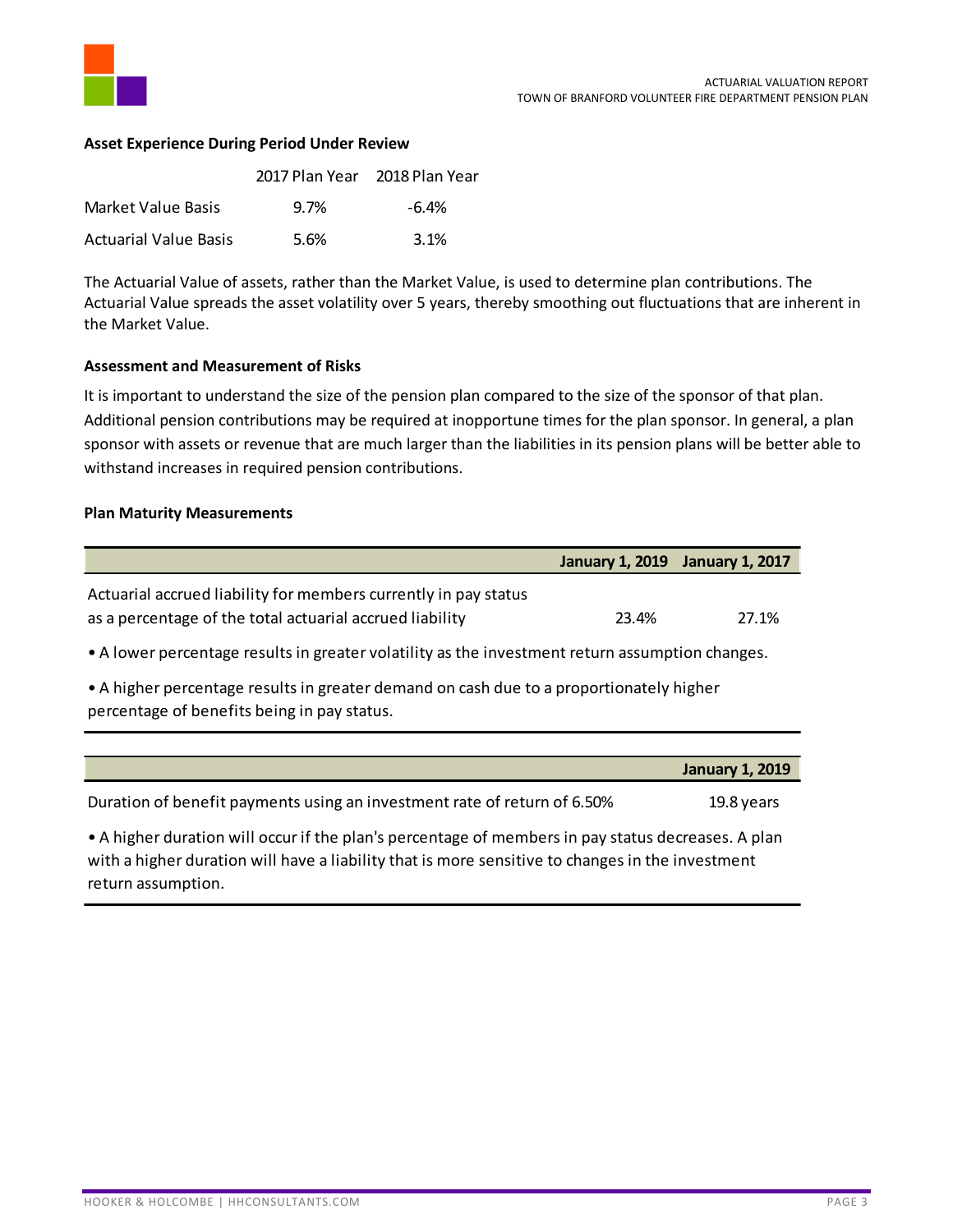**Asset Experience During Period Under Review**

| | 2017 Plan Year | 2018 Plan Year |
|---|---|---|
| Market Value Basis | 9.7% | -6.4% |
| Actuarial Value Basis | 5.6% | 3.1% |

The Actuarial Value of assets, rather than the Market Value, is used to determine plan contributions. The Actuarial Value spreads the asset volatility over 5 years, thereby smoothing out fluctuations that are inherent in the Market Value.

**Assessment and Measurement of Risks**

It is important to understand the size of the pension plan compared to the size of the sponsor of that plan. Additional pension contributions may be required at inopportune times for the plan sponsor. In general, a plan sponsor with assets or revenue that are much larger than the liabilities in its pension plans will be better able to withstand increases in required pension contributions.

**Plan Maturity Measurements**

| | January 1, 2019 | January 1, 2017 |
|---|---|---|
| Actuarial accrued liability for members currently in pay status as a percentage of the total actuarial accrued liability | 23.4% | 27.1% |

- A lower percentage results in greater volatility as the investment return assumption changes.
- A higher percentage results in greater demand on cash due to a proportionately higher percentage of benefits being in pay status.

| | January 1, 2019 |
|---|---|
| Duration of benefit payments using an investment rate of return of 6.50% | 19.8 years |

- A higher duration will occur if the plan's percentage of members in pay status decreases. A plan with a higher duration will have a liability that is more sensitive to changes in the investment return assumption.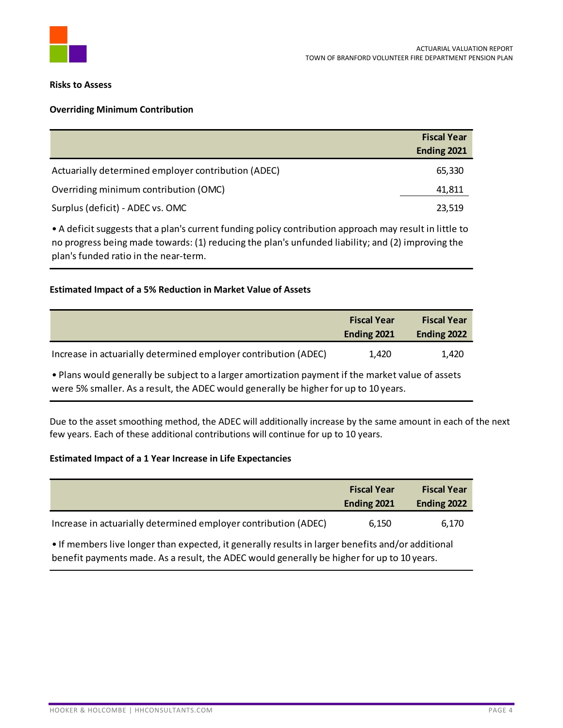**Risks to Assess**

**Overriding Minimum Contribution**

| | Fiscal Year Ending 2021 |
|---|---|
| Actuarially determined employer contribution (ADEC) | 65,330 |
| Overriding minimum contribution (OMC) | 41,811 |
| Surplus (deficit) - ADEC vs. OMC | 23,519 |

• A deficit suggests that a plan's current funding policy contribution approach may result in little to no progress being made towards: (1) reducing the plan's unfunded liability; and (2) improving the plan's funded ratio in the near-term.

**Estimated Impact of a 5% Reduction in Market Value of Assets**

| | Fiscal Year Ending 2021 | Fiscal Year Ending 2022 |
|---|---|---|
| Increase in actuarially determined employer contribution (ADEC) | 1,420 | 1,420 |

• Plans would generally be subject to a larger amortization payment if the market value of assets were 5% smaller. As a result, the ADEC would generally be higher for up to 10 years.

Due to the asset smoothing method, the ADEC will additionally increase by the same amount in each of the next few years. Each of these additional contributions will continue for up to 10 years.

**Estimated Impact of a 1 Year Increase in Life Expectancies**

| | Fiscal Year Ending 2021 | Fiscal Year Ending 2022 |
|---|---|---|
| Increase in actuarially determined employer contribution (ADEC) | 6,150 | 6,170 |

• If members live longer than expected, it generally results in larger benefits and/or additional benefit payments made. As a result, the ADEC would generally be higher for up to 10 years.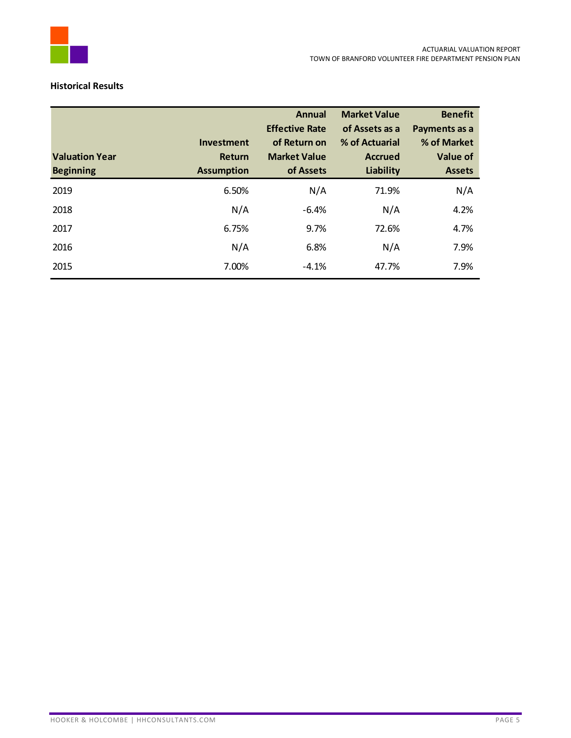**Historical Results**

| Valuation Year Beginning | Investment Return Assumption | Annual Effective Rate of Return on Market Value of Assets | Market Value of Assets as a % of Actuarial Accrued Liability | Benefit Payments as a % of Market Value of Assets |
|---|---|---|---|---|
| 2019 | 6.50% | N/A | 71.9% | N/A |
| 2018 | N/A | -6.4% | N/A | 4.2% |
| 2017 | 6.75% | 9.7% | 72.6% | 4.7% |
| 2016 | N/A | 6.8% | N/A | 7.9% |
| 2015 | 7.00% | -4.1% | 47.7% | 7.9% |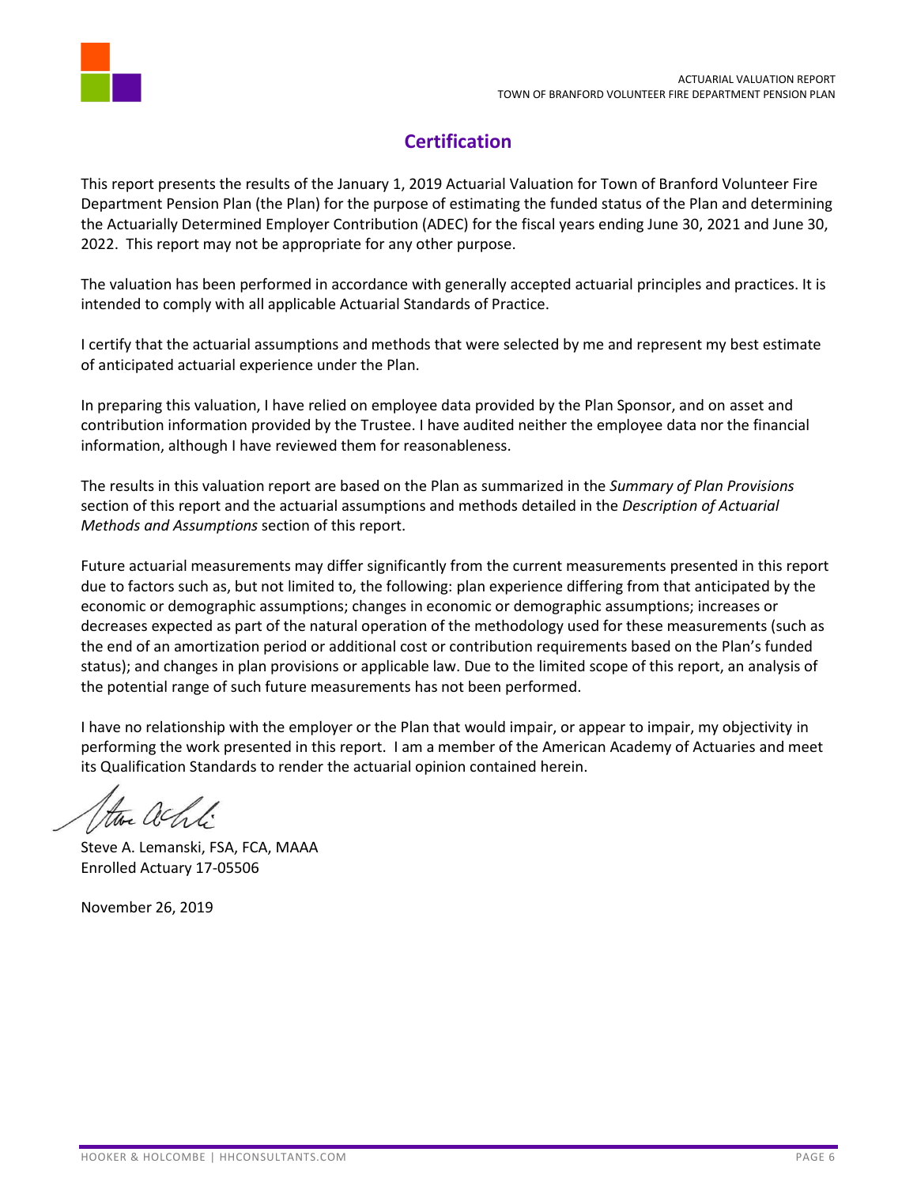# Certification

This report presents the results of the January 1, 2019 Actuarial Valuation for Town of Branford Volunteer Fire Department Pension Plan (the Plan) for the purpose of estimating the funded status of the Plan and determining the Actuarially Determined Employer Contribution (ADEC) for the fiscal years ending June 30, 2021 and June 30, 2022. This report may not be appropriate for any other purpose.

The valuation has been performed in accordance with generally accepted actuarial principles and practices. It is intended to comply with all applicable Actuarial Standards of Practice.

I certify that the actuarial assumptions and methods that were selected by me and represent my best estimate of anticipated actuarial experience under the Plan.

In preparing this valuation, I have relied on employee data provided by the Plan Sponsor, and on asset and contribution information provided by the Trustee. I have audited neither the employee data nor the financial information, although I have reviewed them for reasonableness.

The results in this valuation report are based on the Plan as summarized in the *Summary of Plan Provisions* section of this report and the actuarial assumptions and methods detailed in the *Description of Actuarial Methods and Assumptions* section of this report.

Future actuarial measurements may differ significantly from the current measurements presented in this report due to factors such as, but not limited to, the following: plan experience differing from that anticipated by the economic or demographic assumptions; changes in economic or demographic assumptions; increases or decreases expected as part of the natural operation of the methodology used for these measurements (such as the end of an amortization period or additional cost or contribution requirements based on the Plan's funded status); and changes in plan provisions or applicable law. Due to the limited scope of this report, an analysis of the potential range of such future measurements has not been performed.

I have no relationship with the employer or the Plan that would impair, or appear to impair, my objectivity in performing the work presented in this report. I am a member of the American Academy of Actuaries and meet its Qualification Standards to render the actuarial opinion contained herein.

Steve A. Lemanski, FSA, FCA, MAAA
Enrolled Actuary 17-05506

November 26, 2019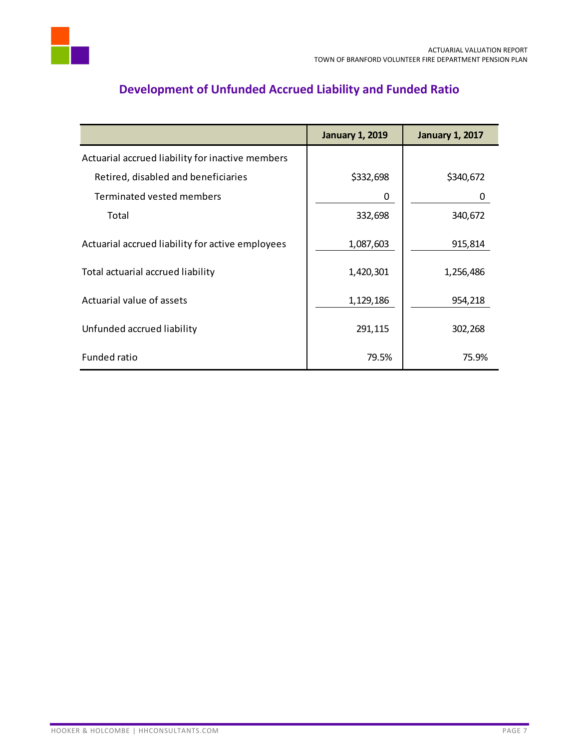## Development of Unfunded Accrued Liability and Funded Ratio

| | January 1, 2019 | January 1, 2017 |
|---|---|---|
| Actuarial accrued liability for inactive members | | |
| Retired, disabled and beneficiaries | $332,698 | $340,672 |
| Terminated vested members | 0 | 0 |
| Total | 332,698 | 340,672 |
| Actuarial accrued liability for active employees | 1,087,603 | 915,814 |
| Total actuarial accrued liability | 1,420,301 | 1,256,486 |
| Actuarial value of assets | 1,129,186 | 954,218 |
| Unfunded accrued liability | 291,115 | 302,268 |
| Funded ratio | 79.5% | 75.9% |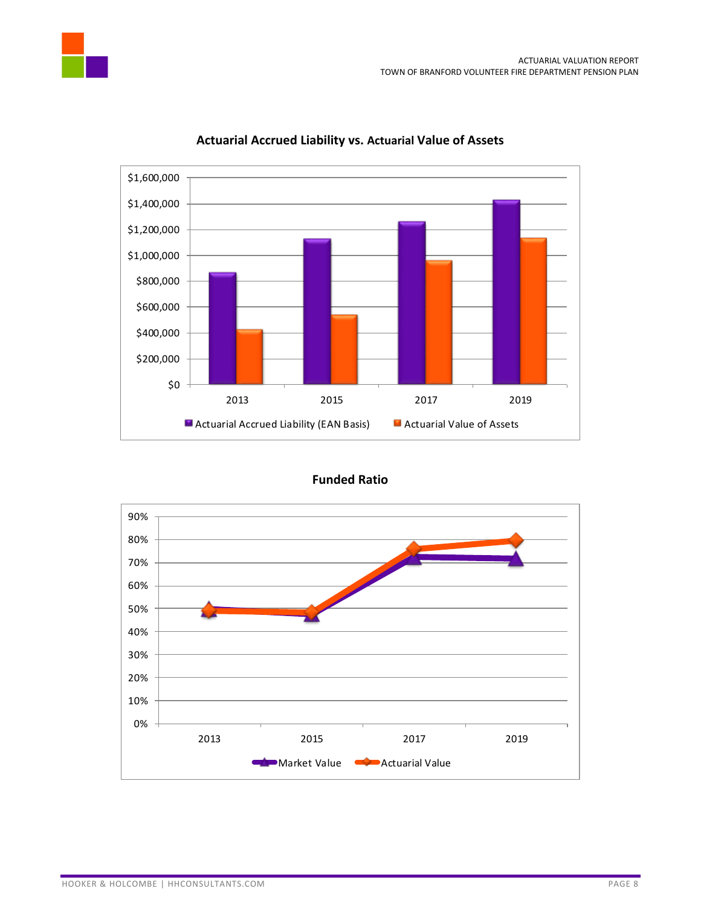**Actuarial Accrued Liability vs. Actuarial Value of Assets**

$1,600,000
$1,400,000
$1,200,000
$1,000,000
$800,000
$600,000
$400,000
$200,000
$0

2013 2015 2017 2019

Actuarial Accrued Liability (EAN Basis) Actuarial Value of Assets

**Funded Ratio**

90%
80%
70%
60%
50%
40%
30%
20%
10%
0%

2013 2015 2017 2019

Market Value Actuarial Value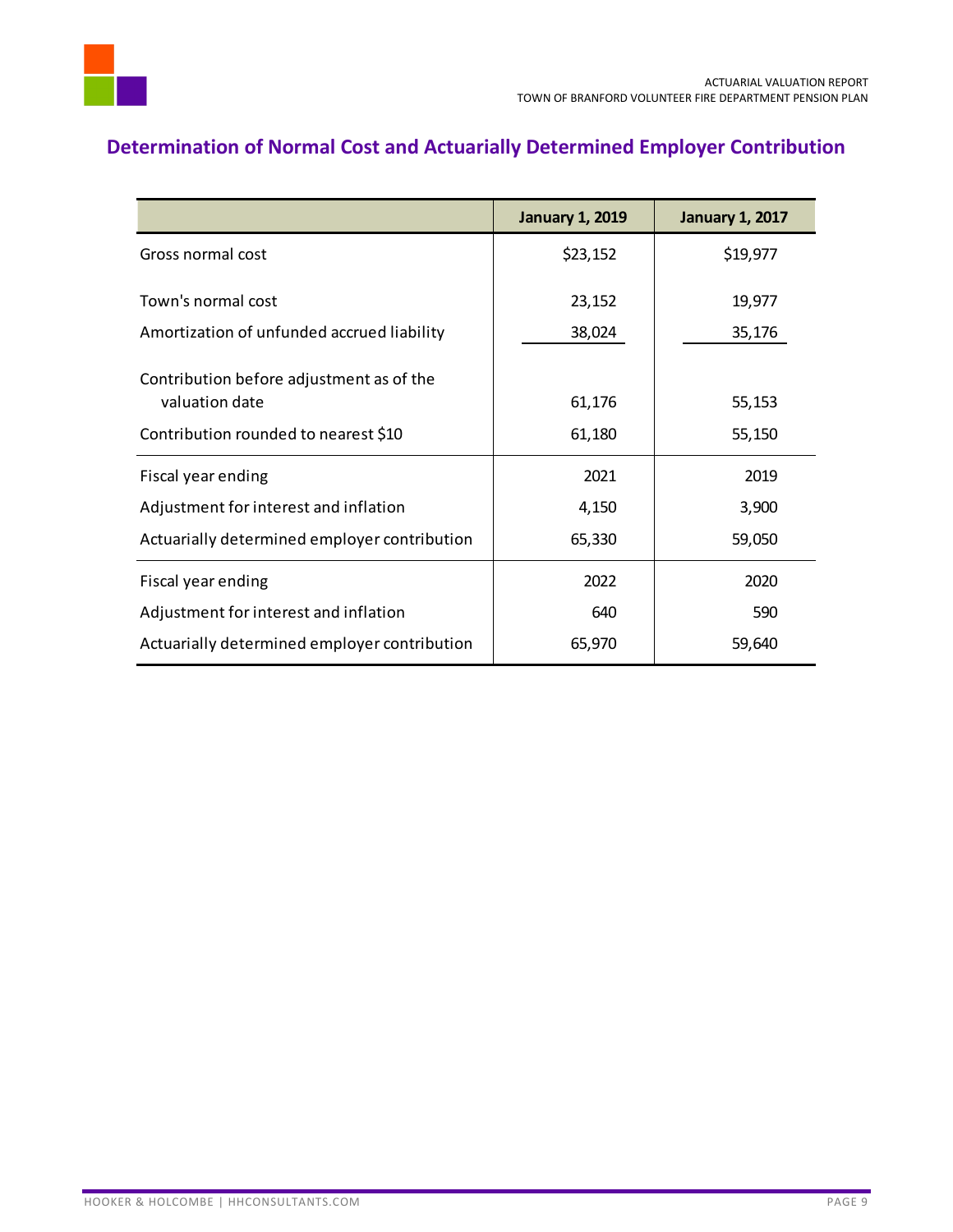## Determination of Normal Cost and Actuarially Determined Employer Contribution

| | January 1, 2019 | January 1, 2017 |
|---|---|---|
| Gross normal cost | $23,152 | $19,977 |
| Town's normal cost | 23,152 | 19,977 |
| Amortization of unfunded accrued liability | 38,024 | 35,176 |
| Contribution before adjustment as of the valuation date | 61,176 | 55,153 |
| Contribution rounded to nearest $10 | 61,180 | 55,150 |
| Fiscal year ending | 2021 | 2019 |
| Adjustment for interest and inflation | 4,150 | 3,900 |
| Actuarially determined employer contribution | 65,330 | 59,050 |
| Fiscal year ending | 2022 | 2020 |
| Adjustment for interest and inflation | 640 | 590 |
| Actuarially determined employer contribution | 65,970 | 59,640 |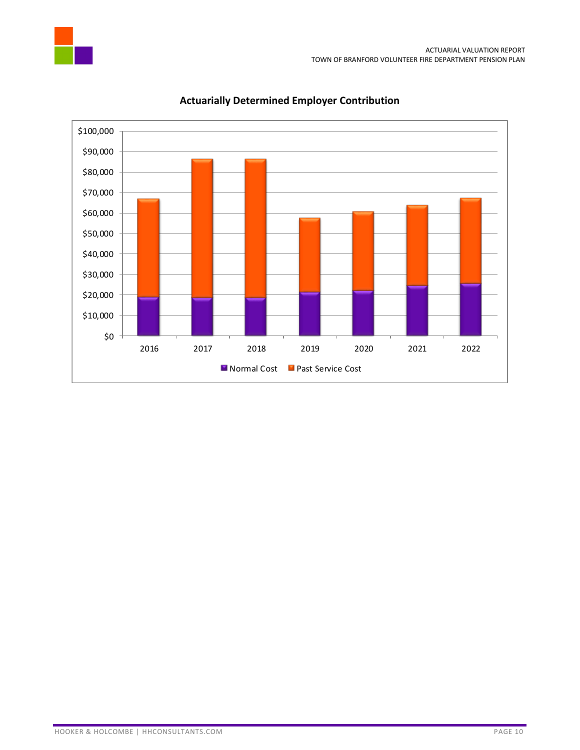## Actuarially Determined Employer Contribution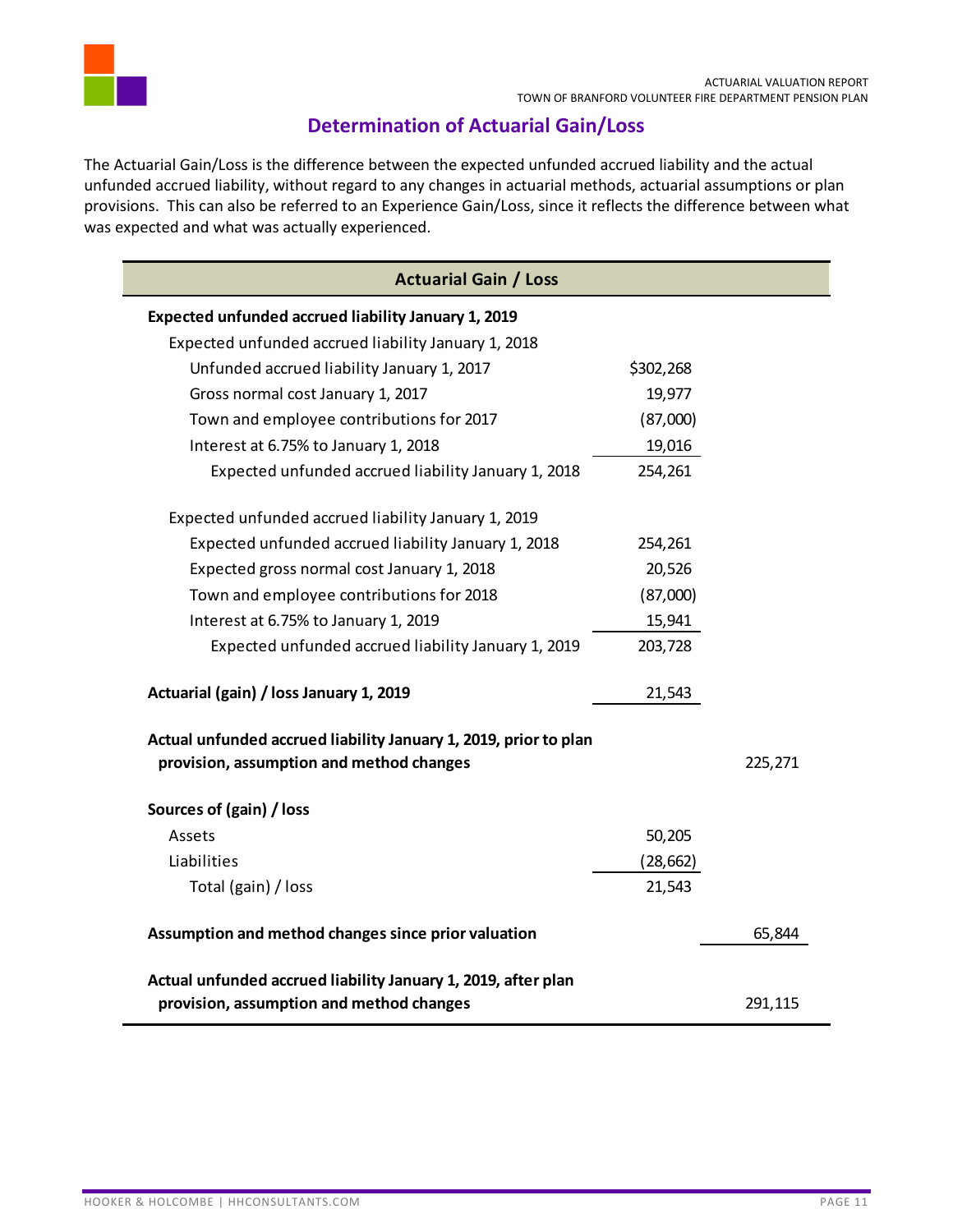## Determination of Actuarial Gain/Loss

The Actuarial Gain/Loss is the difference between the expected unfunded accrued liability and the actual unfunded accrued liability, without regard to any changes in actuarial methods, actuarial assumptions or plan provisions. This can also be referred to an Experience Gain/Loss, since it reflects the difference between what was expected and what was actually experienced.

| Actuarial Gain / Loss | | |
|---|---|---|
| **Expected unfunded accrued liability January 1, 2019** | | |
| Expected unfunded accrued liability January 1, 2018 | | |
| Unfunded accrued liability January 1, 2017 | $302,268 | |
| Gross normal cost January 1, 2017 | 19,977 | |
| Town and employee contributions for 2017 | (87,000) | |
| Interest at 6.75% to January 1, 2018 | 19,016 | |
| Expected unfunded accrued liability January 1, 2018 | 254,261 | |
| Expected unfunded accrued liability January 1, 2019 | | |
| Expected unfunded accrued liability January 1, 2018 | 254,261 | |
| Expected gross normal cost January 1, 2018 | 20,526 | |
| Town and employee contributions for 2018 | (87,000) | |
| Interest at 6.75% to January 1, 2019 | 15,941 | |
| Expected unfunded accrued liability January 1, 2019 | 203,728 | |
| **Actuarial (gain) / loss January 1, 2019** | 21,543 | |
| **Actual unfunded accrued liability January 1, 2019, prior to plan provision, assumption and method changes** | | 225,271 |
| **Sources of (gain) / loss** | | |
| Assets | 50,205 | |
| Liabilities | (28,662) | |
| Total (gain) / loss | 21,543 | |
| **Assumption and method changes since prior valuation** | | 65,844 |
| **Actual unfunded accrued liability January 1, 2019, after plan provision, assumption and method changes** | | 291,115 |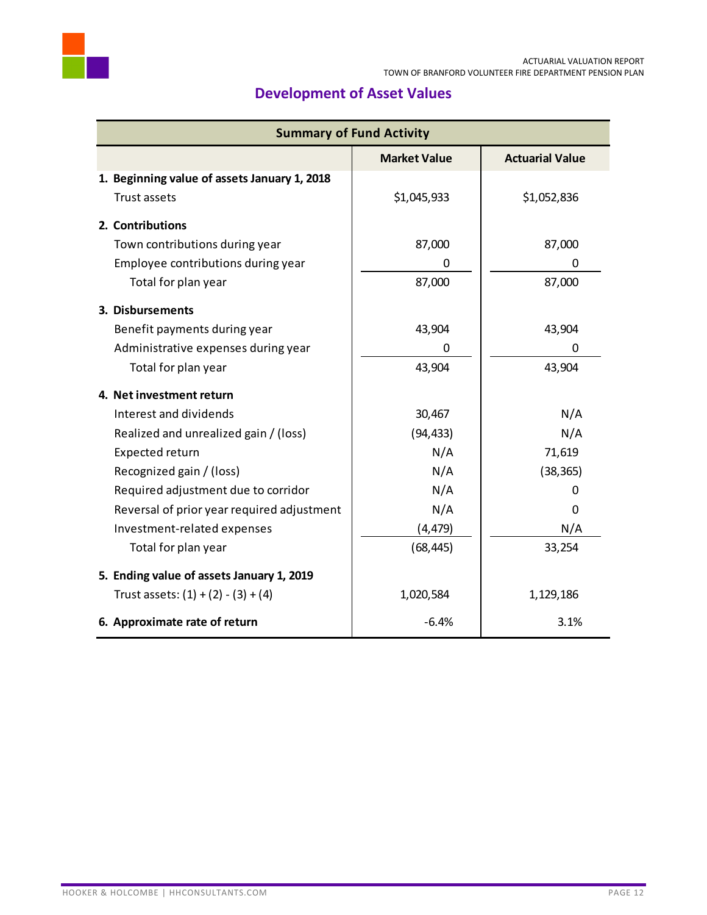## Development of Asset Values

| Summary of Fund Activity | | |
|---|---|---|
| | **Market Value** | **Actuarial Value** |
| **1. Beginning value of assets January 1, 2018** | | |
| Trust assets | $1,045,933 | $1,052,836 |
| **2. Contributions** | | |
| Town contributions during year | 87,000 | 87,000 |
| Employee contributions during year | 0 | 0 |
| Total for plan year | 87,000 | 87,000 |
| **3. Disbursements** | | |
| Benefit payments during year | 43,904 | 43,904 |
| Administrative expenses during year | 0 | 0 |
| Total for plan year | 43,904 | 43,904 |
| **4. Net investment return** | | |
| Interest and dividends | 30,467 | N/A |
| Realized and unrealized gain / (loss) | (94,433) | N/A |
| Expected return | N/A | 71,619 |
| Recognized gain / (loss) | N/A | (38,365) |
| Required adjustment due to corridor | N/A | 0 |
| Reversal of prior year required adjustment | N/A | 0 |
| Investment-related expenses | (4,479) | N/A |
| Total for plan year | (68,445) | 33,254 |
| **5. Ending value of assets January 1, 2019** | | |
| Trust assets: (1) + (2) - (3) + (4) | 1,020,584 | 1,129,186 |
| **6. Approximate rate of return** | -6.4% | 3.1% |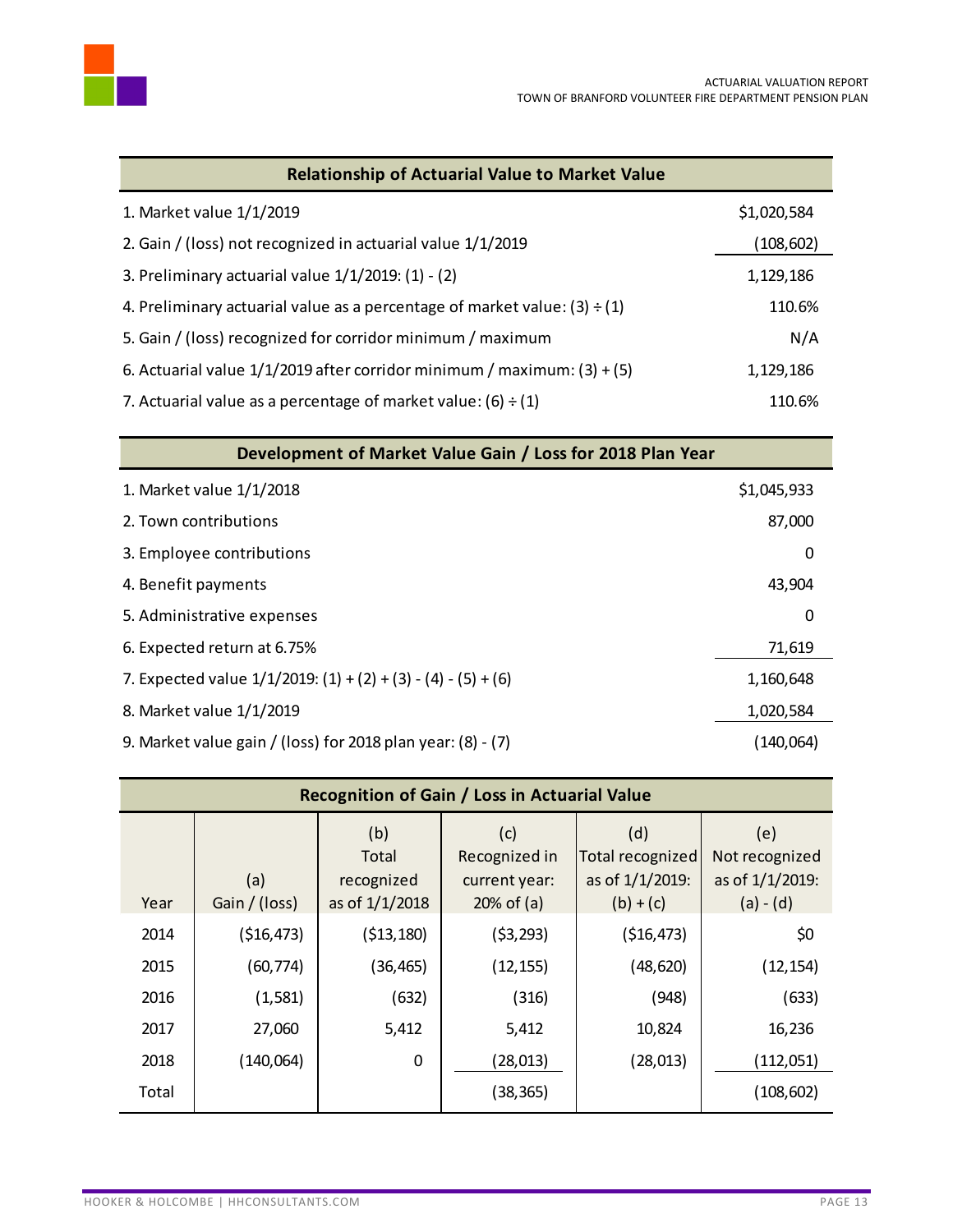| Relationship of Actuarial Value to Market Value | |
|---|---|
| 1. Market value 1/1/2019 | $1,020,584 |
| 2. Gain / (loss) not recognized in actuarial value 1/1/2019 | (108,602) |
| 3. Preliminary actuarial value 1/1/2019: (1) - (2) | 1,129,186 |
| 4. Preliminary actuarial value as a percentage of market value: (3) ÷ (1) | 110.6% |
| 5. Gain / (loss) recognized for corridor minimum / maximum | N/A |
| 6. Actuarial value 1/1/2019 after corridor minimum / maximum: (3) + (5) | 1,129,186 |
| 7. Actuarial value as a percentage of market value: (6) ÷ (1) | 110.6% |

| Development of Market Value Gain / Loss for 2018 Plan Year | |
|---|---|
| 1. Market value 1/1/2018 | $1,045,933 |
| 2. Town contributions | 87,000 |
| 3. Employee contributions | 0 |
| 4. Benefit payments | 43,904 |
| 5. Administrative expenses | 0 |
| 6. Expected return at 6.75% | 71,619 |
| 7. Expected value 1/1/2019: (1) + (2) + (3) - (4) - (5) + (6) | 1,160,648 |
| 8. Market value 1/1/2019 | 1,020,584 |
| 9. Market value gain / (loss) for 2018 plan year: (8) - (7) | (140,064) |

| Year | (a) Gain / (loss) | (b) Total recognized as of 1/1/2018 | (c) Recognized in current year: 20% of (a) | (d) Total recognized as of 1/1/2019: (b) + (c) | (e) Not recognized as of 1/1/2019: (a) - (d) |
|---|---|---|---|---|---|
| 2014 | ($16,473) | ($13,180) | ($3,293) | ($16,473) | $0 |
| 2015 | (60,774) | (36,465) | (12,155) | (48,620) | (12,154) |
| 2016 | (1,581) | (632) | (316) | (948) | (633) |
| 2017 | 27,060 | 5,412 | 5,412 | 10,824 | 16,236 |
| 2018 | (140,064) | 0 | (28,013) | (28,013) | (112,051) |
| Total | | | (38,365) | | (108,602) |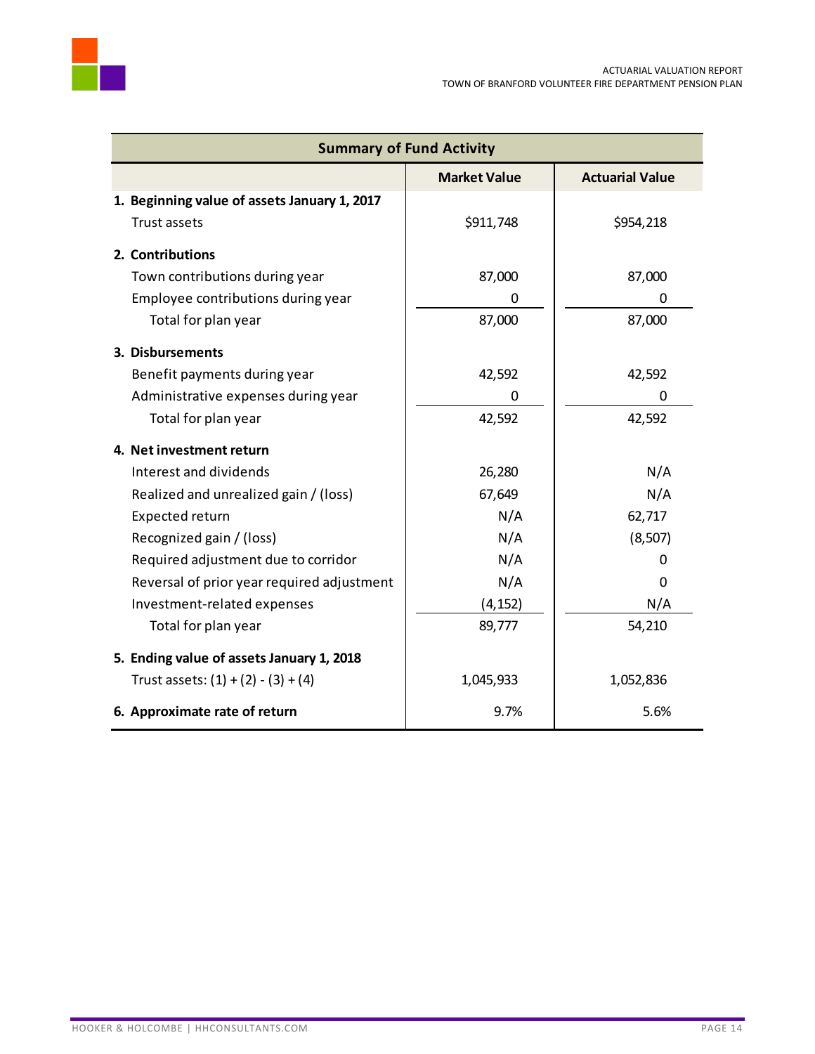| Summary of Fund Activity | | |
|---|---|---|
| | **Market Value** | **Actuarial Value** |
| **1. Beginning value of assets January 1, 2017** | | |
| Trust assets | $911,748 | $954,218 |
| **2. Contributions** | | |
| Town contributions during year | 87,000 | 87,000 |
| Employee contributions during year | 0 | 0 |
| Total for plan year | 87,000 | 87,000 |
| **3. Disbursements** | | |
| Benefit payments during year | 42,592 | 42,592 |
| Administrative expenses during year | 0 | 0 |
| Total for plan year | 42,592 | 42,592 |
| **4. Net investment return** | | |
| Interest and dividends | 26,280 | N/A |
| Realized and unrealized gain / (loss) | 67,649 | N/A |
| Expected return | N/A | 62,717 |
| Recognized gain / (loss) | N/A | (8,507) |
| Required adjustment due to corridor | N/A | 0 |
| Reversal of prior year required adjustment | N/A | 0 |
| Investment-related expenses | (4,152) | N/A |
| Total for plan year | 89,777 | 54,210 |
| **5. Ending value of assets January 1, 2018** | | |
| Trust assets: (1) + (2) - (3) + (4) | 1,045,933 | 1,052,836 |
| **6. Approximate rate of return** | 9.7% | 5.6% |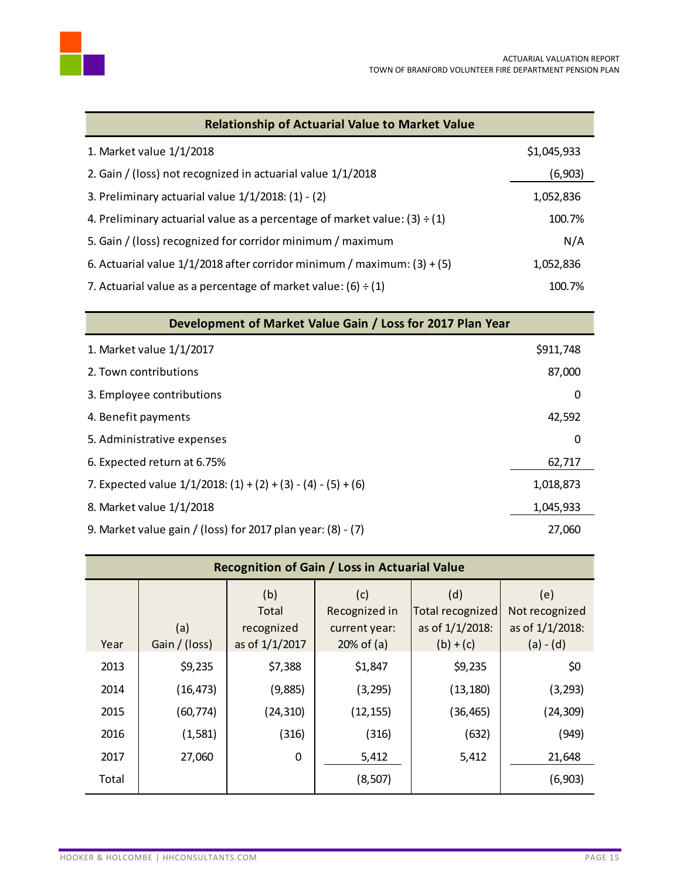| Relationship of Actuarial Value to Market Value | |
|---|---|
| 1. Market value 1/1/2018 | $1,045,933 |
| 2. Gain / (loss) not recognized in actuarial value 1/1/2018 | (6,903) |
| 3. Preliminary actuarial value 1/1/2018: (1) - (2) | 1,052,836 |
| 4. Preliminary actuarial value as a percentage of market value: (3) ÷ (1) | 100.7% |
| 5. Gain / (loss) recognized for corridor minimum / maximum | N/A |
| 6. Actuarial value 1/1/2018 after corridor minimum / maximum: (3) + (5) | 1,052,836 |
| 7. Actuarial value as a percentage of market value: (6) ÷ (1) | 100.7% |

| Development of Market Value Gain / Loss for 2017 Plan Year | |
|---|---|
| 1. Market value 1/1/2017 | $911,748 |
| 2. Town contributions | 87,000 |
| 3. Employee contributions | 0 |
| 4. Benefit payments | 42,592 |
| 5. Administrative expenses | 0 |
| 6. Expected return at 6.75% | 62,717 |
| 7. Expected value 1/1/2018: (1) + (2) + (3) - (4) - (5) + (6) | 1,018,873 |
| 8. Market value 1/1/2018 | 1,045,933 |
| 9. Market value gain / (loss) for 2017 plan year: (8) - (7) | 27,060 |

**Recognition of Gain / Loss in Actuarial Value**

| Year | (a) Gain / (loss) | (b) Total recognized as of 1/1/2017 | (c) Recognized in current year: 20% of (a) | (d) Total recognized as of 1/1/2018: (b) + (c) | (e) Not recognized as of 1/1/2018: (a) - (d) |
|---|---|---|---|---|---|
| 2013 | $9,235 | $7,388 | $1,847 | $9,235 | $0 |
| 2014 | (16,473) | (9,885) | (3,295) | (13,180) | (3,293) |
| 2015 | (60,774) | (24,310) | (12,155) | (36,465) | (24,309) |
| 2016 | (1,581) | (316) | (316) | (632) | (949) |
| 2017 | 27,060 | 0 | 5,412 | 5,412 | 21,648 |
| Total | | | (8,507) | | (6,903) |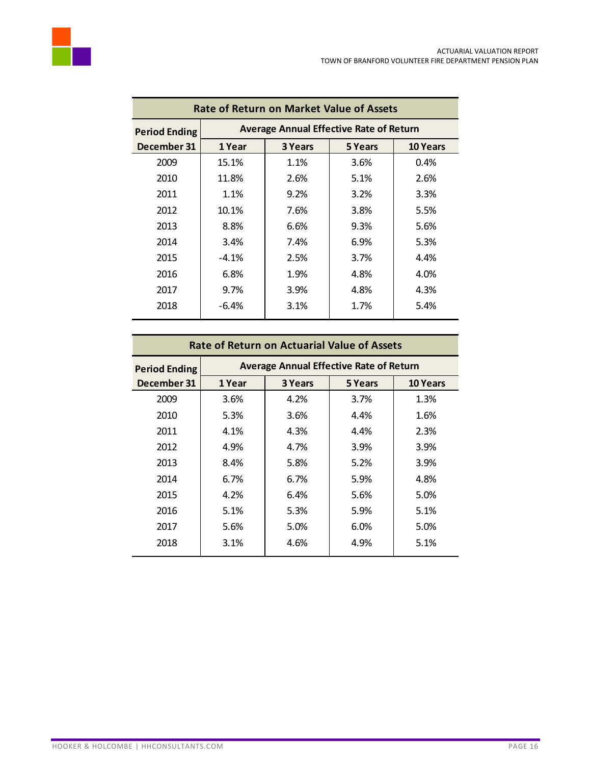| Rate of Return on Market Value of Assets | | | | |
|---|---|---|---|---|
| Period Ending | Average Annual Effective Rate of Return | | | |
| December 31 | 1 Year | 3 Years | 5 Years | 10 Years |
| 2009 | 15.1% | 1.1% | 3.6% | 0.4% |
| 2010 | 11.8% | 2.6% | 5.1% | 2.6% |
| 2011 | 1.1% | 9.2% | 3.2% | 3.3% |
| 2012 | 10.1% | 7.6% | 3.8% | 5.5% |
| 2013 | 8.8% | 6.6% | 9.3% | 5.6% |
| 2014 | 3.4% | 7.4% | 6.9% | 5.3% |
| 2015 | -4.1% | 2.5% | 3.7% | 4.4% |
| 2016 | 6.8% | 1.9% | 4.8% | 4.0% |
| 2017 | 9.7% | 3.9% | 4.8% | 4.3% |
| 2018 | -6.4% | 3.1% | 1.7% | 5.4% |

| Rate of Return on Actuarial Value of Assets | | | | |
|---|---|---|---|---|
| Period Ending | Average Annual Effective Rate of Return | | | |
| December 31 | 1 Year | 3 Years | 5 Years | 10 Years |
| 2009 | 3.6% | 4.2% | 3.7% | 1.3% |
| 2010 | 5.3% | 3.6% | 4.4% | 1.6% |
| 2011 | 4.1% | 4.3% | 4.4% | 2.3% |
| 2012 | 4.9% | 4.7% | 3.9% | 3.9% |
| 2013 | 8.4% | 5.8% | 5.2% | 3.9% |
| 2014 | 6.7% | 6.7% | 5.9% | 4.8% |
| 2015 | 4.2% | 6.4% | 5.6% | 5.0% |
| 2016 | 5.1% | 5.3% | 5.9% | 5.1% |
| 2017 | 5.6% | 5.0% | 6.0% | 5.0% |
| 2018 | 3.1% | 4.6% | 4.9% | 5.1% |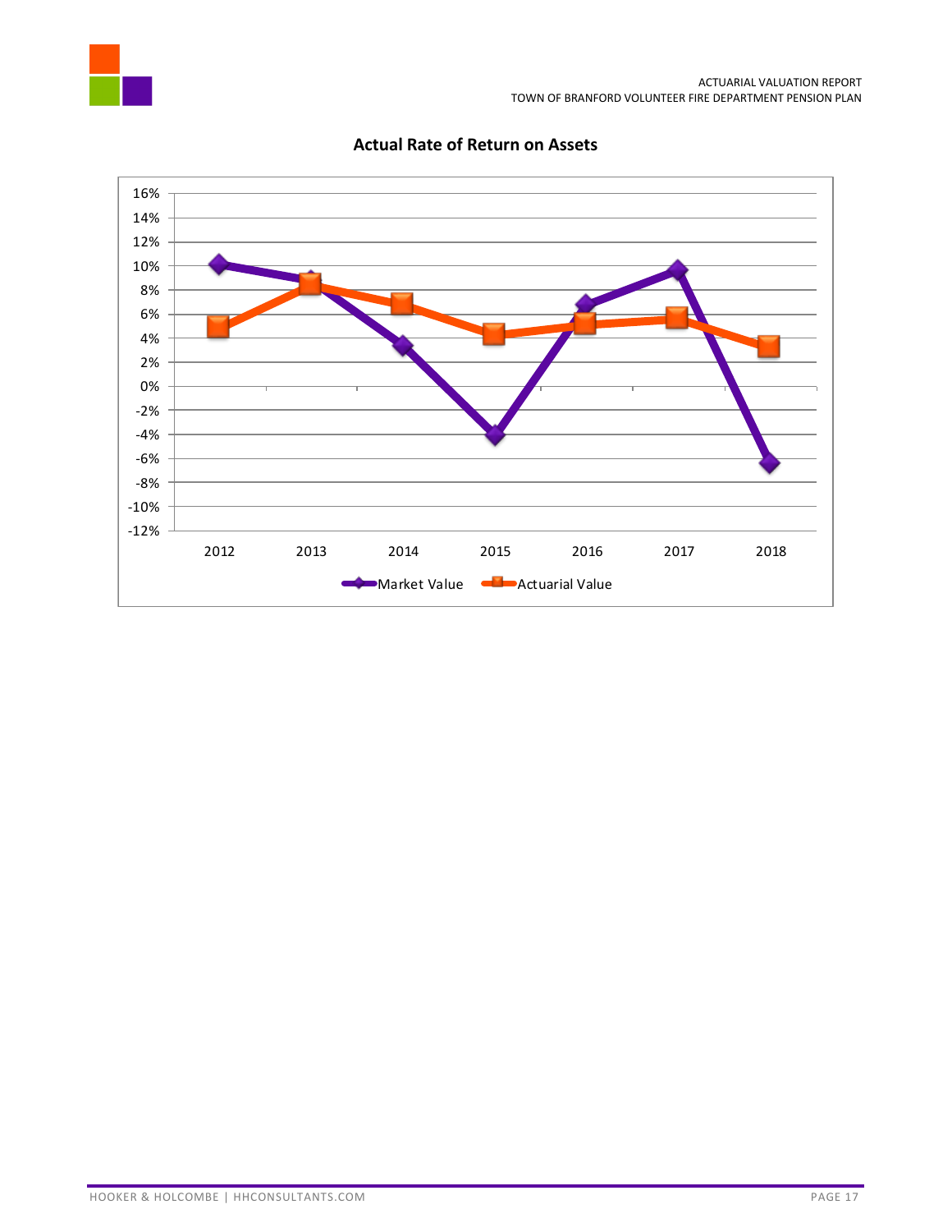## Actual Rate of Return on Assets

16%
14%
12%
10%
8%
6%
4%
2%
0%
-2%
-4%
-6%
-8%
-10%
-12%

2012 2013 2014 2015 2016 2017 2018

Market Value Actuarial Value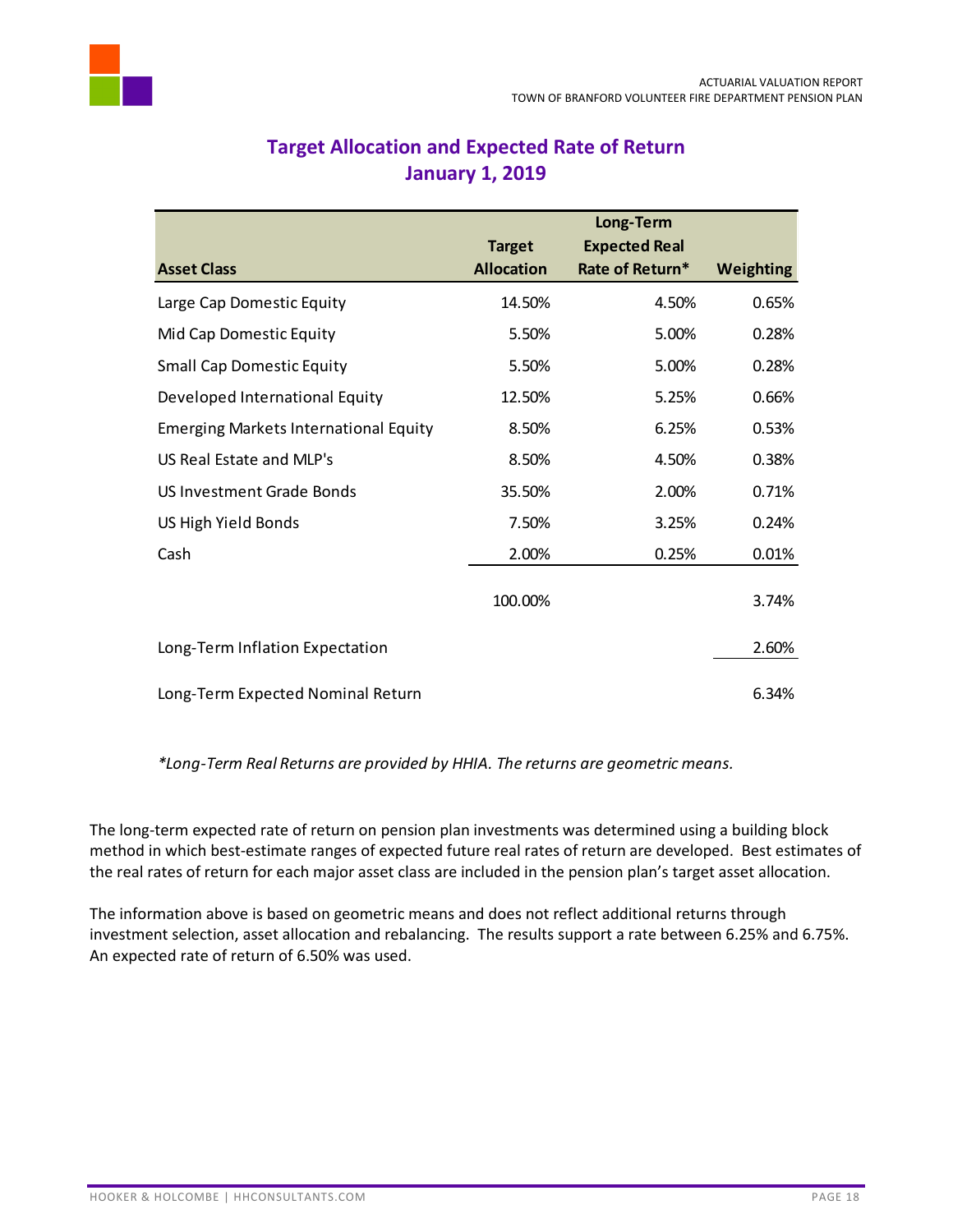## Target Allocation and Expected Rate of Return
## January 1, 2019

| Asset Class | Target Allocation | Long-Term Expected Real Rate of Return* | Weighting |
|---|---|---|---|
| Large Cap Domestic Equity | 14.50% | 4.50% | 0.65% |
| Mid Cap Domestic Equity | 5.50% | 5.00% | 0.28% |
| Small Cap Domestic Equity | 5.50% | 5.00% | 0.28% |
| Developed International Equity | 12.50% | 5.25% | 0.66% |
| Emerging Markets International Equity | 8.50% | 6.25% | 0.53% |
| US Real Estate and MLP's | 8.50% | 4.50% | 0.38% |
| US Investment Grade Bonds | 35.50% | 2.00% | 0.71% |
| US High Yield Bonds | 7.50% | 3.25% | 0.24% |
| Cash | 2.00% | 0.25% | 0.01% |
| | 100.00% | | 3.74% |
| Long-Term Inflation Expectation | | | 2.60% |
| Long-Term Expected Nominal Return | | | 6.34% |

*\*Long-Term Real Returns are provided by HHIA. The returns are geometric means.*

The long-term expected rate of return on pension plan investments was determined using a building block method in which best-estimate ranges of expected future real rates of return are developed. Best estimates of the real rates of return for each major asset class are included in the pension plan's target asset allocation.

The information above is based on geometric means and does not reflect additional returns through investment selection, asset allocation and rebalancing. The results support a rate between 6.25% and 6.75%. An expected rate of return of 6.50% was used.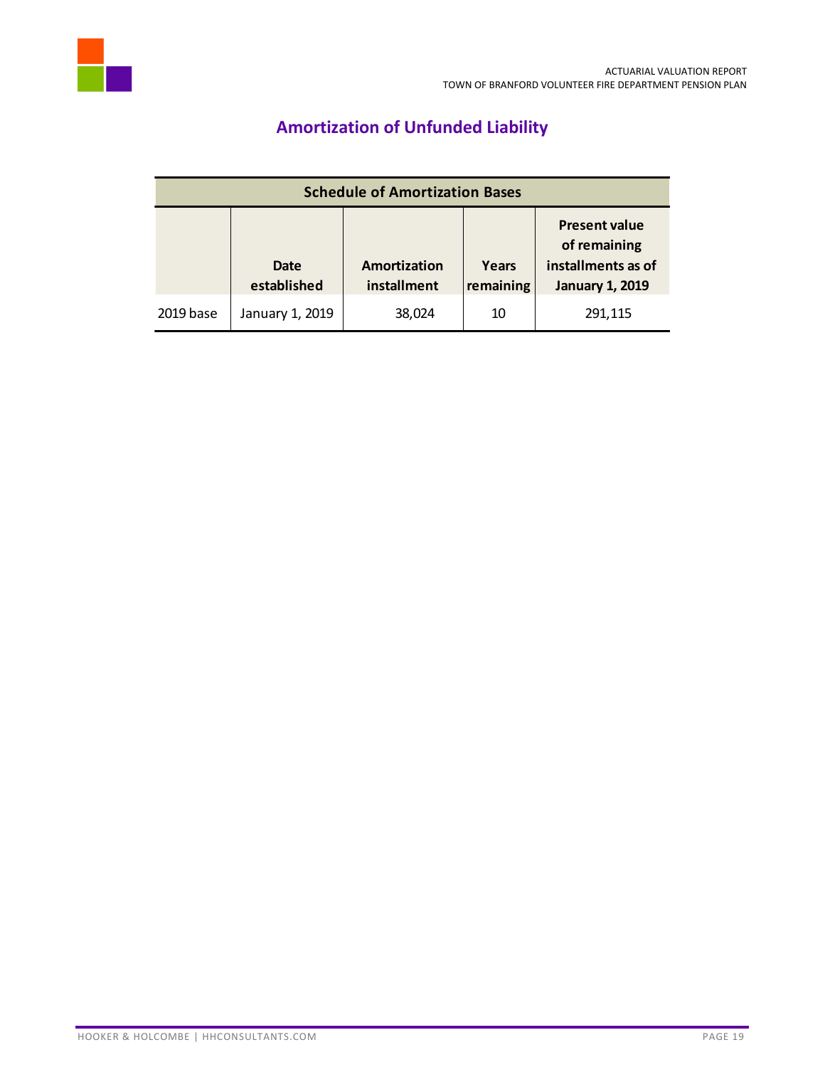## Amortization of Unfunded Liability

| Schedule of Amortization Bases | | | | |
|---|---|---|---|---|
| | Date established | Amortization installment | Years remaining | Present value of remaining installments as of **January 1, 2019** |
| 2019 base | January 1, 2019 | 38,024 | 10 | 291,115 |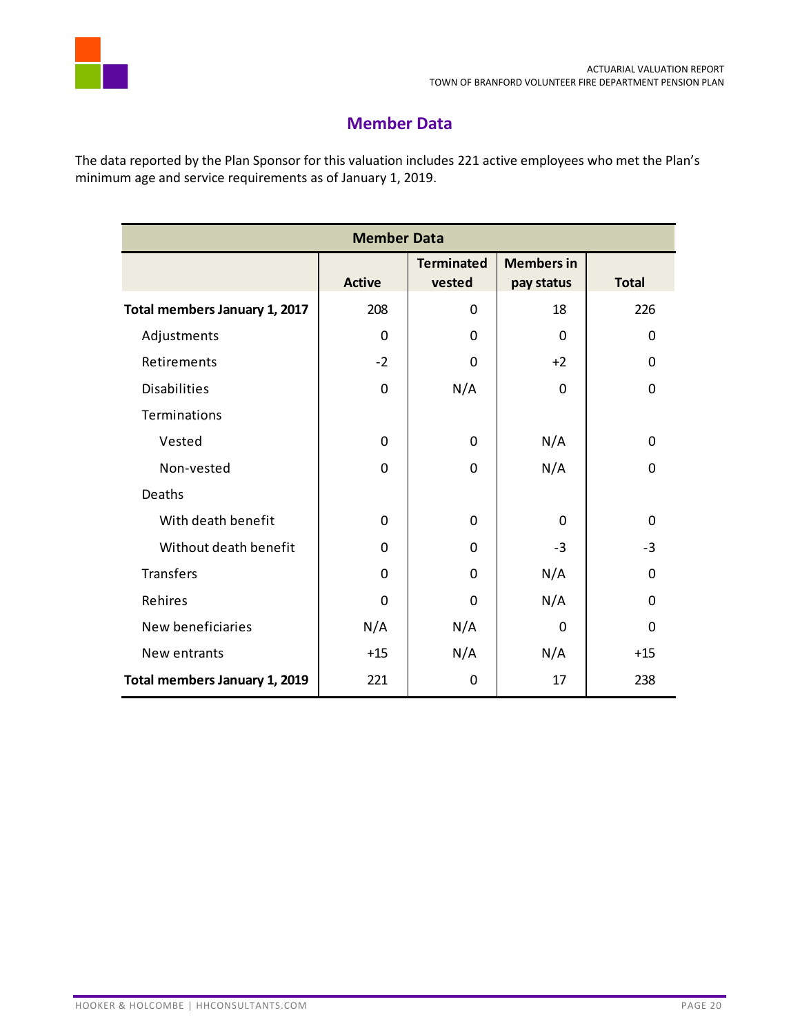## Member Data

The data reported by the Plan Sponsor for this valuation includes 221 active employees who met the Plan's minimum age and service requirements as of January 1, 2019.

| Member Data | | | | |
|---|---|---|---|---|
| | Active | Terminated vested | Members in pay status | Total |
| **Total members January 1, 2017** | 208 | 0 | 18 | 226 |
| Adjustments | 0 | 0 | 0 | 0 |
| Retirements | -2 | 0 | +2 | 0 |
| Disabilities | 0 | N/A | 0 | 0 |
| Terminations | | | | |
| Vested | 0 | 0 | N/A | 0 |
| Non-vested | 0 | 0 | N/A | 0 |
| Deaths | | | | |
| With death benefit | 0 | 0 | 0 | 0 |
| Without death benefit | 0 | 0 | -3 | -3 |
| Transfers | 0 | 0 | N/A | 0 |
| Rehires | 0 | 0 | N/A | 0 |
| New beneficiaries | N/A | N/A | 0 | 0 |
| New entrants | +15 | N/A | N/A | +15 |
| **Total members January 1, 2019** | 221 | 0 | 17 | 238 |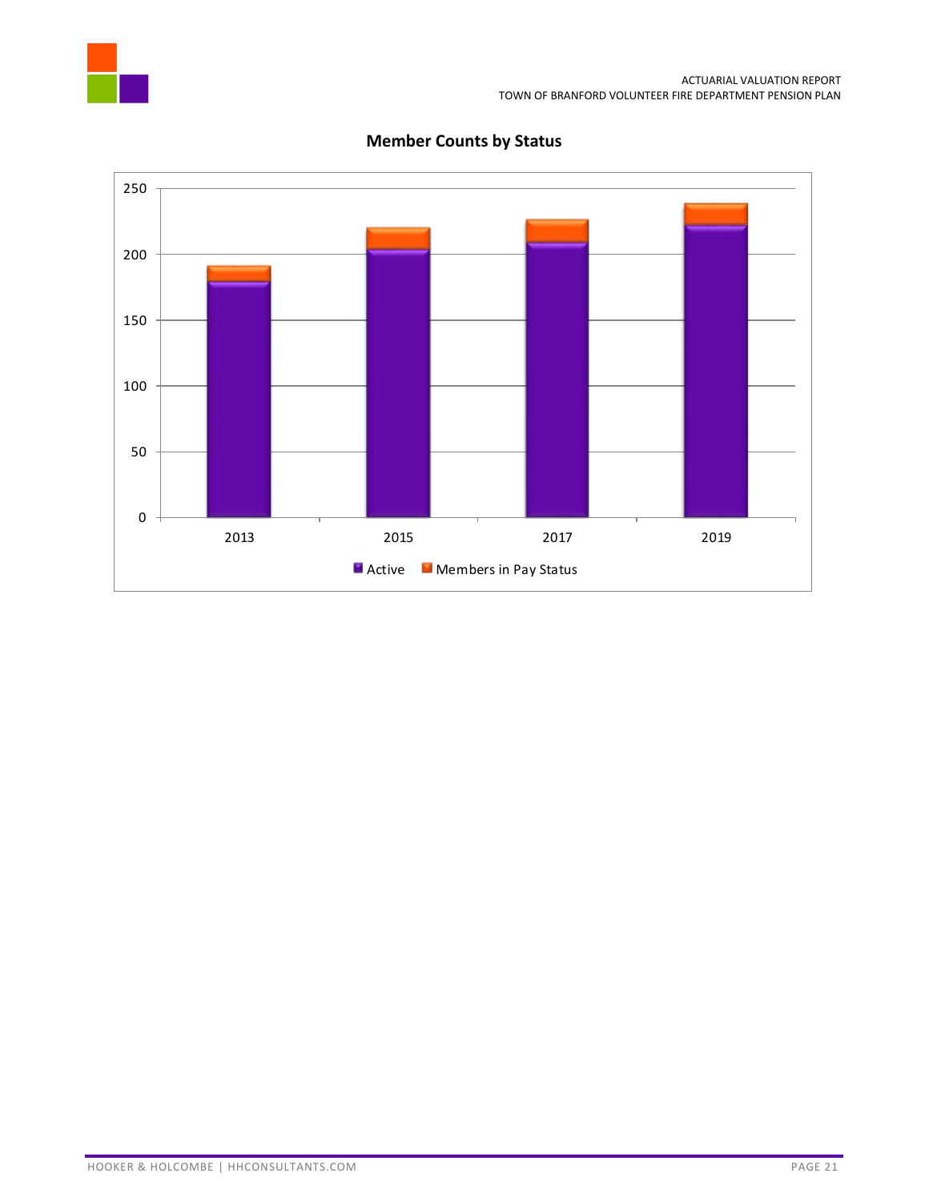## Member Counts by Status

| Year | Active | Members in Pay Status |
| --- | --- | --- |
| 2013 | | |
| 2015 | | |
| 2017 | | |
| 2019 | | |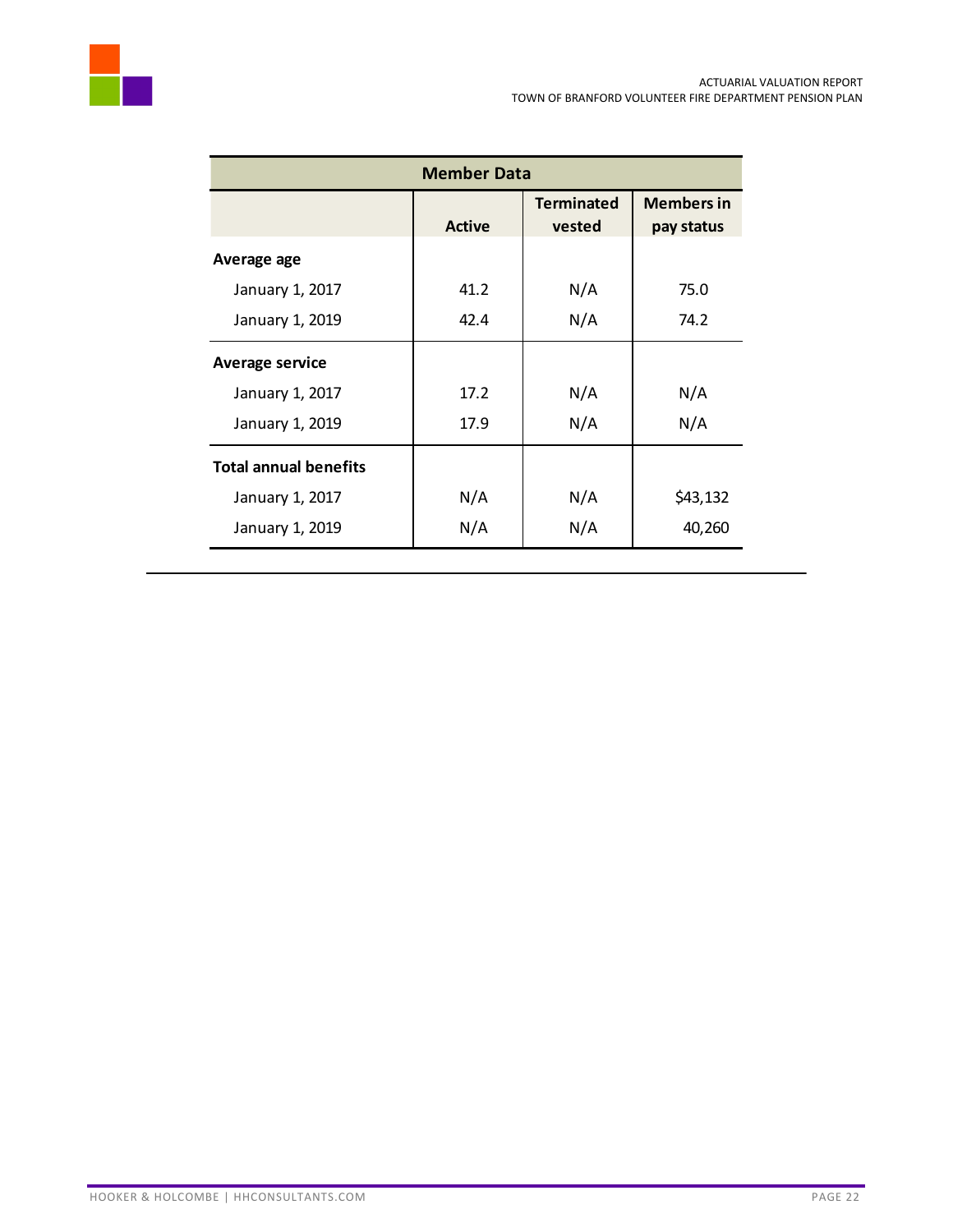| Member Data | | | |
|---|---|---|---|
| | Active | Terminated vested | Members in pay status |
| **Average age** | | | |
| January 1, 2017 | 41.2 | N/A | 75.0 |
| January 1, 2019 | 42.4 | N/A | 74.2 |
| **Average service** | | | |
| January 1, 2017 | 17.2 | N/A | N/A |
| January 1, 2019 | 17.9 | N/A | N/A |
| **Total annual benefits** | | | |
| January 1, 2017 | N/A | N/A | $43,132 |
| January 1, 2019 | N/A | N/A | 40,260 |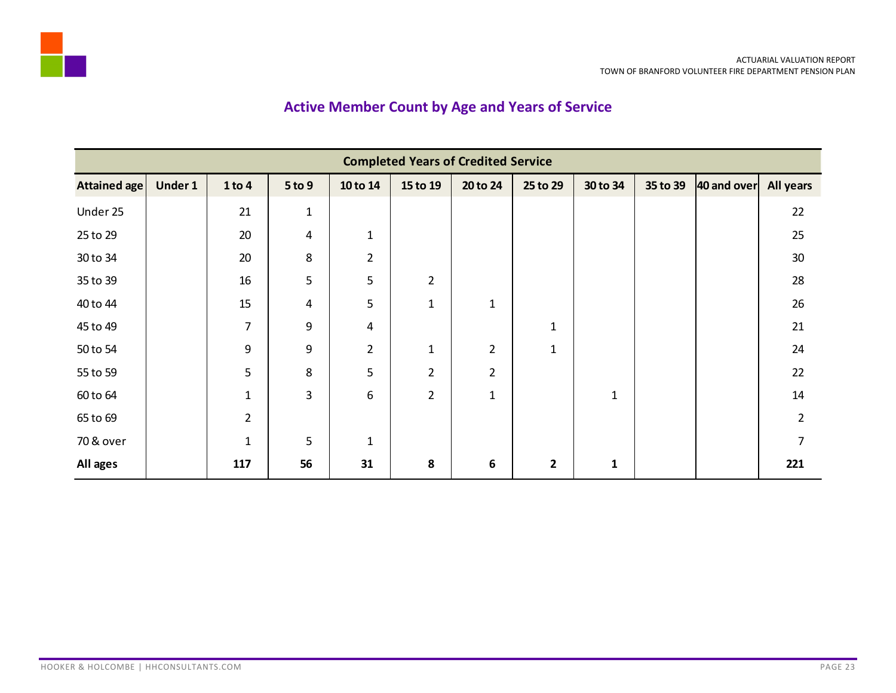## Active Member Count by Age and Years of Service

| | Completed Years of Credited Service | | | | | | | | | | |
|---|---|---|---|---|---|---|---|---|---|---|---|
| **Attained age** | **Under 1** | **1 to 4** | **5 to 9** | **10 to 14** | **15 to 19** | **20 to 24** | **25 to 29** | **30 to 34** | **35 to 39** | **40 and over** | **All years** |
| Under 25 | | 21 | 1 | | | | | | | | 22 |
| 25 to 29 | | 20 | 4 | 1 | | | | | | | 25 |
| 30 to 34 | | 20 | 8 | 2 | | | | | | | 30 |
| 35 to 39 | | 16 | 5 | 5 | 2 | | | | | | 28 |
| 40 to 44 | | 15 | 4 | 5 | 1 | 1 | | | | | 26 |
| 45 to 49 | | 7 | 9 | 4 | | | 1 | | | | 21 |
| 50 to 54 | | 9 | 9 | 2 | 1 | 2 | 1 | | | | 24 |
| 55 to 59 | | 5 | 8 | 5 | 2 | 2 | | | | | 22 |
| 60 to 64 | | 1 | 3 | 6 | 2 | 1 | | 1 | | | 14 |
| 65 to 69 | | 2 | | | | | | | | | 2 |
| 70 & over | | 1 | 5 | 1 | | | | | | | 7 |
| **All ages** | | **117** | **56** | **31** | **8** | **6** | **2** | **1** | | | **221** |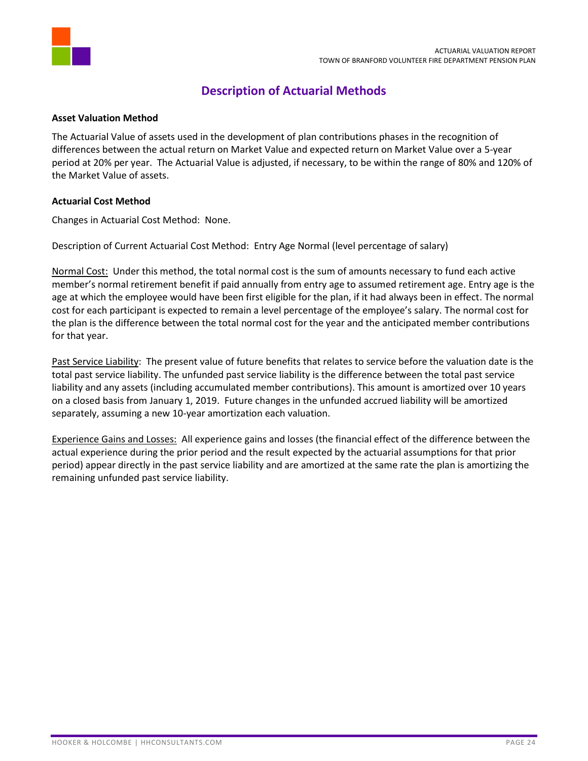# Description of Actuarial Methods

**Asset Valuation Method**

The Actuarial Value of assets used in the development of plan contributions phases in the recognition of differences between the actual return on Market Value and expected return on Market Value over a 5-year period at 20% per year. The Actuarial Value is adjusted, if necessary, to be within the range of 80% and 120% of the Market Value of assets.

**Actuarial Cost Method**

Changes in Actuarial Cost Method: None.

Description of Current Actuarial Cost Method: Entry Age Normal (level percentage of salary)

Normal Cost: Under this method, the total normal cost is the sum of amounts necessary to fund each active member's normal retirement benefit if paid annually from entry age to assumed retirement age. Entry age is the age at which the employee would have been first eligible for the plan, if it had always been in effect. The normal cost for each participant is expected to remain a level percentage of the employee's salary. The normal cost for the plan is the difference between the total normal cost for the year and the anticipated member contributions for that year.

Past Service Liability: The present value of future benefits that relates to service before the valuation date is the total past service liability. The unfunded past service liability is the difference between the total past service liability and any assets (including accumulated member contributions). This amount is amortized over 10 years on a closed basis from January 1, 2019. Future changes in the unfunded accrued liability will be amortized separately, assuming a new 10-year amortization each valuation.

Experience Gains and Losses: All experience gains and losses (the financial effect of the difference between the actual experience during the prior period and the result expected by the actuarial assumptions for that prior period) appear directly in the past service liability and are amortized at the same rate the plan is amortizing the remaining unfunded past service liability.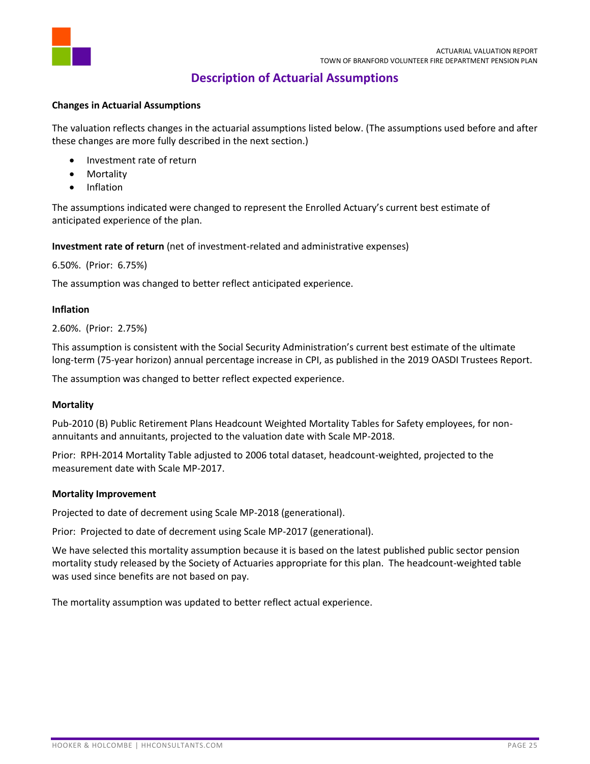# Description of Actuarial Assumptions

### Changes in Actuarial Assumptions

The valuation reflects changes in the actuarial assumptions listed below. (The assumptions used before and after these changes are more fully described in the next section.)

- Investment rate of return
- Mortality
- Inflation

The assumptions indicated were changed to represent the Enrolled Actuary's current best estimate of anticipated experience of the plan.

**Investment rate of return** (net of investment-related and administrative expenses)

6.50%. (Prior: 6.75%)

The assumption was changed to better reflect anticipated experience.

### Inflation

2.60%. (Prior: 2.75%)

This assumption is consistent with the Social Security Administration's current best estimate of the ultimate long-term (75-year horizon) annual percentage increase in CPI, as published in the 2019 OASDI Trustees Report.

The assumption was changed to better reflect expected experience.

### Mortality

Pub-2010 (B) Public Retirement Plans Headcount Weighted Mortality Tables for Safety employees, for non-annuitants and annuitants, projected to the valuation date with Scale MP-2018.

Prior: RPH-2014 Mortality Table adjusted to 2006 total dataset, headcount-weighted, projected to the measurement date with Scale MP-2017.

### Mortality Improvement

Projected to date of decrement using Scale MP-2018 (generational).

Prior: Projected to date of decrement using Scale MP-2017 (generational).

We have selected this mortality assumption because it is based on the latest published public sector pension mortality study released by the Society of Actuaries appropriate for this plan. The headcount-weighted table was used since benefits are not based on pay.

The mortality assumption was updated to better reflect actual experience.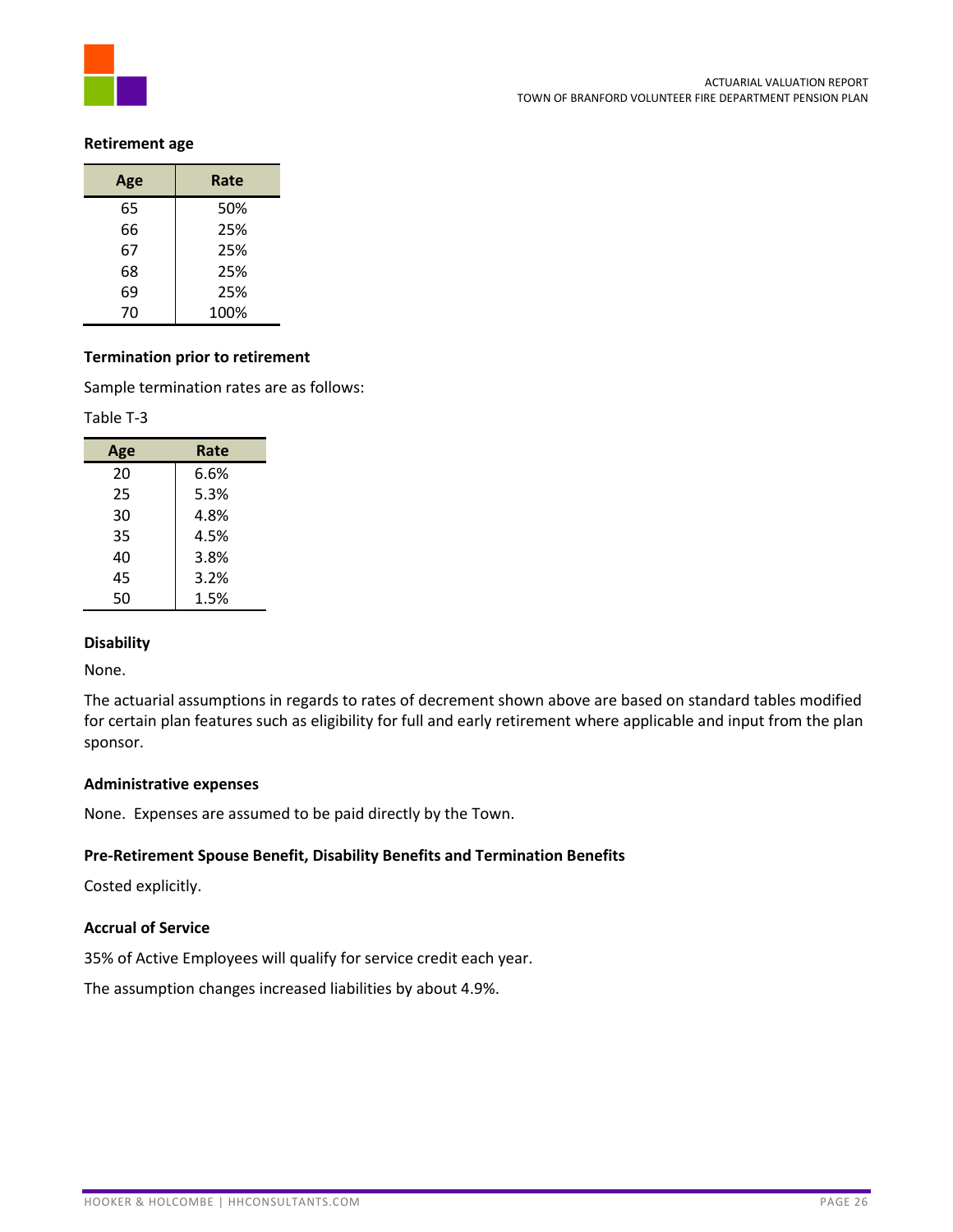**Retirement age**

| Age | Rate |
|---|---|
| 65 | 50% |
| 66 | 25% |
| 67 | 25% |
| 68 | 25% |
| 69 | 25% |
| 70 | 100% |

**Termination prior to retirement**

Sample termination rates are as follows:

Table T-3

| Age | Rate |
|---|---|
| 20 | 6.6% |
| 25 | 5.3% |
| 30 | 4.8% |
| 35 | 4.5% |
| 40 | 3.8% |
| 45 | 3.2% |
| 50 | 1.5% |

**Disability**

None.

The actuarial assumptions in regards to rates of decrement shown above are based on standard tables modified for certain plan features such as eligibility for full and early retirement where applicable and input from the plan sponsor.

**Administrative expenses**

None. Expenses are assumed to be paid directly by the Town.

**Pre-Retirement Spouse Benefit, Disability Benefits and Termination Benefits**

Costed explicitly.

**Accrual of Service**

35% of Active Employees will qualify for service credit each year.

The assumption changes increased liabilities by about 4.9%.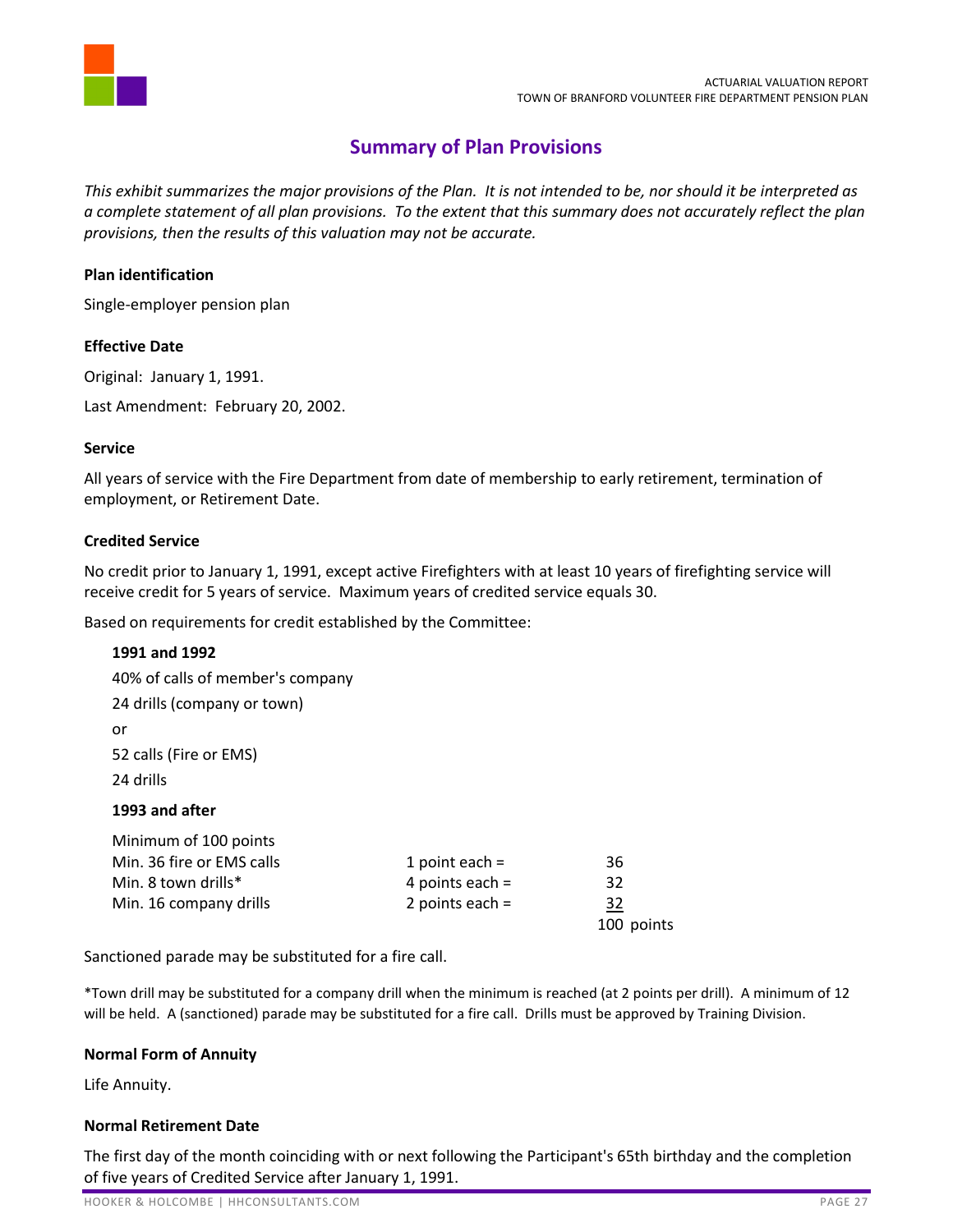## Summary of Plan Provisions

*This exhibit summarizes the major provisions of the Plan. It is not intended to be, nor should it be interpreted as a complete statement of all plan provisions. To the extent that this summary does not accurately reflect the plan provisions, then the results of this valuation may not be accurate.*

**Plan identification**

Single-employer pension plan

**Effective Date**

Original: January 1, 1991.

Last Amendment: February 20, 2002.

**Service**

All years of service with the Fire Department from date of membership to early retirement, termination of employment, or Retirement Date.

**Credited Service**

No credit prior to January 1, 1991, except active Firefighters with at least 10 years of firefighting service will receive credit for 5 years of service. Maximum years of credited service equals 30.

Based on requirements for credit established by the Committee:

**1991 and 1992**

40% of calls of member's company

24 drills (company or town)

or

52 calls (Fire or EMS)

24 drills

**1993 and after**

| Minimum of 100 points | | |
|---|---|---|
| Min. 36 fire or EMS calls | 1 point each = | 36 |
| Min. 8 town drills* | 4 points each = | 32 |
| Min. 16 company drills | 2 points each = | 32 |
| | | 100 points |

Sanctioned parade may be substituted for a fire call.

*Town drill may be substituted for a company drill when the minimum is reached (at 2 points per drill). A minimum of 12 will be held. A (sanctioned) parade may be substituted for a fire call. Drills must be approved by Training Division.

**Normal Form of Annuity**

Life Annuity.

**Normal Retirement Date**

The first day of the month coinciding with or next following the Participant's 65th birthday and the completion of five years of Credited Service after January 1, 1991.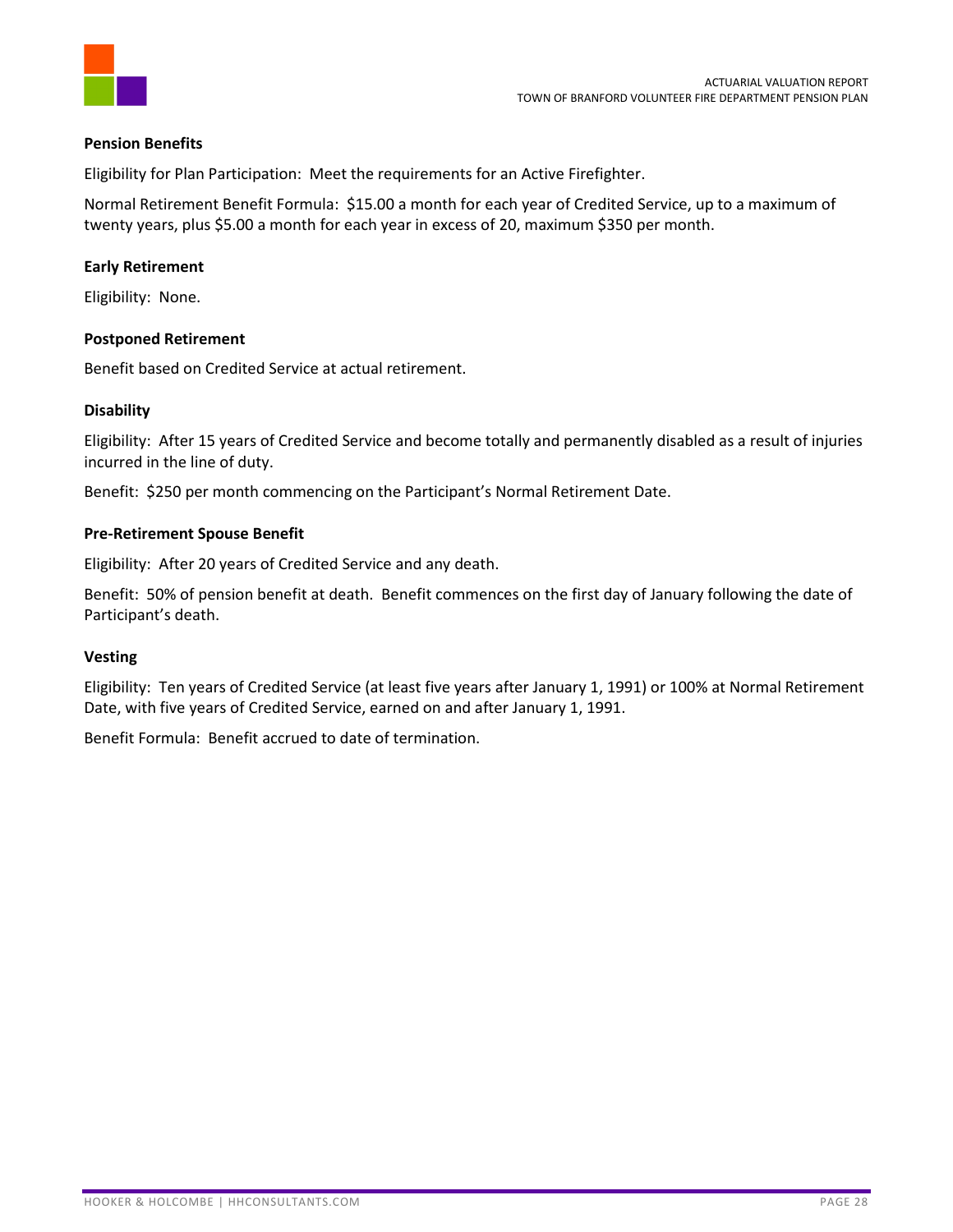### Pension Benefits

Eligibility for Plan Participation: Meet the requirements for an Active Firefighter.

Normal Retirement Benefit Formula: $15.00 a month for each year of Credited Service, up to a maximum of twenty years, plus $5.00 a month for each year in excess of 20, maximum $350 per month.

### Early Retirement

Eligibility: None.

### Postponed Retirement

Benefit based on Credited Service at actual retirement.

### Disability

Eligibility: After 15 years of Credited Service and become totally and permanently disabled as a result of injuries incurred in the line of duty.

Benefit: $250 per month commencing on the Participant's Normal Retirement Date.

### Pre-Retirement Spouse Benefit

Eligibility: After 20 years of Credited Service and any death.

Benefit: 50% of pension benefit at death. Benefit commences on the first day of January following the date of Participant's death.

### Vesting

Eligibility: Ten years of Credited Service (at least five years after January 1, 1991) or 100% at Normal Retirement Date, with five years of Credited Service, earned on and after January 1, 1991.

Benefit Formula: Benefit accrued to date of termination.